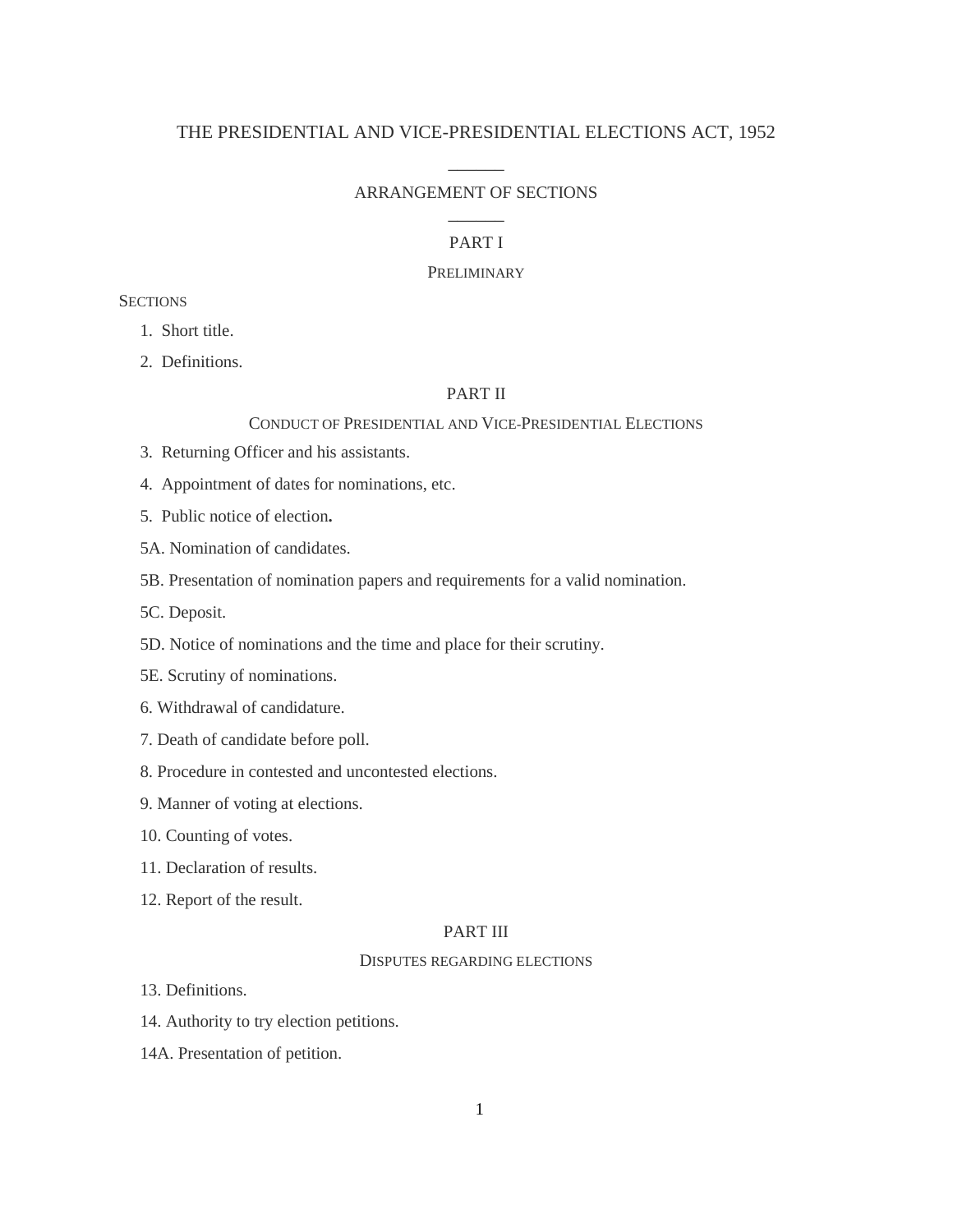# THE PRESIDENTIAL AND VICE-PRESIDENTIAL ELECTIONS ACT, 1952

______

## ARRANGEMENT OF SECTIONS

______

### PART I

### PRELIMINARY

SECTIONS

1. Short title.
2. Definitions.

### PART II

### CONDUCT OF PRESIDENTIAL AND VICE-PRESIDENTIAL ELECTIONS

3. Returning Officer and his assistants.
4. Appointment of dates for nominations, etc.
5. Public notice of election.

5A. Nomination of candidates.

5B. Presentation of nomination papers and requirements for a valid nomination.

5C. Deposit.

5D. Notice of nominations and the time and place for their scrutiny.

5E. Scrutiny of nominations.

6. Withdrawal of candidature.
7. Death of candidate before poll.
8. Procedure in contested and uncontested elections.
9. Manner of voting at elections.
10. Counting of votes.
11. Declaration of results.
12. Report of the result.

### PART III

### DISPUTES REGARDING ELECTIONS

13. Definitions.
14. Authority to try election petitions.

14A. Presentation of petition.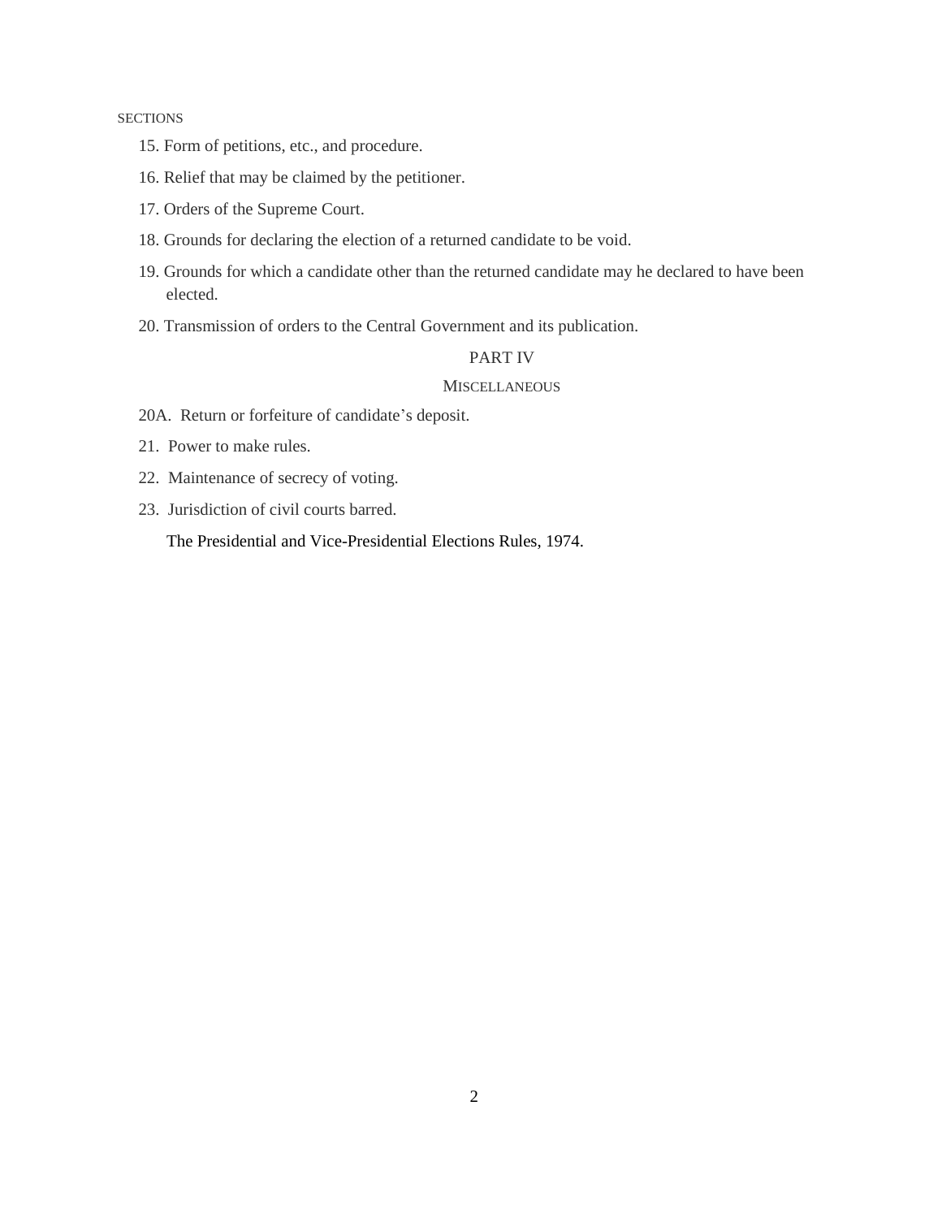SECTIONS

15. Form of petitions, etc., and procedure.

16. Relief that may be claimed by the petitioner.

17. Orders of the Supreme Court.

18. Grounds for declaring the election of a returned candidate to be void.

19. Grounds for which a candidate other than the returned candidate may he declared to have been elected.

20. Transmission of orders to the Central Government and its publication.

## PART IV

### MISCELLANEOUS

20A. Return or forfeiture of candidate's deposit.

21. Power to make rules.

22. Maintenance of secrecy of voting.

23. Jurisdiction of civil courts barred.

The Presidential and Vice-Presidential Elections Rules, 1974.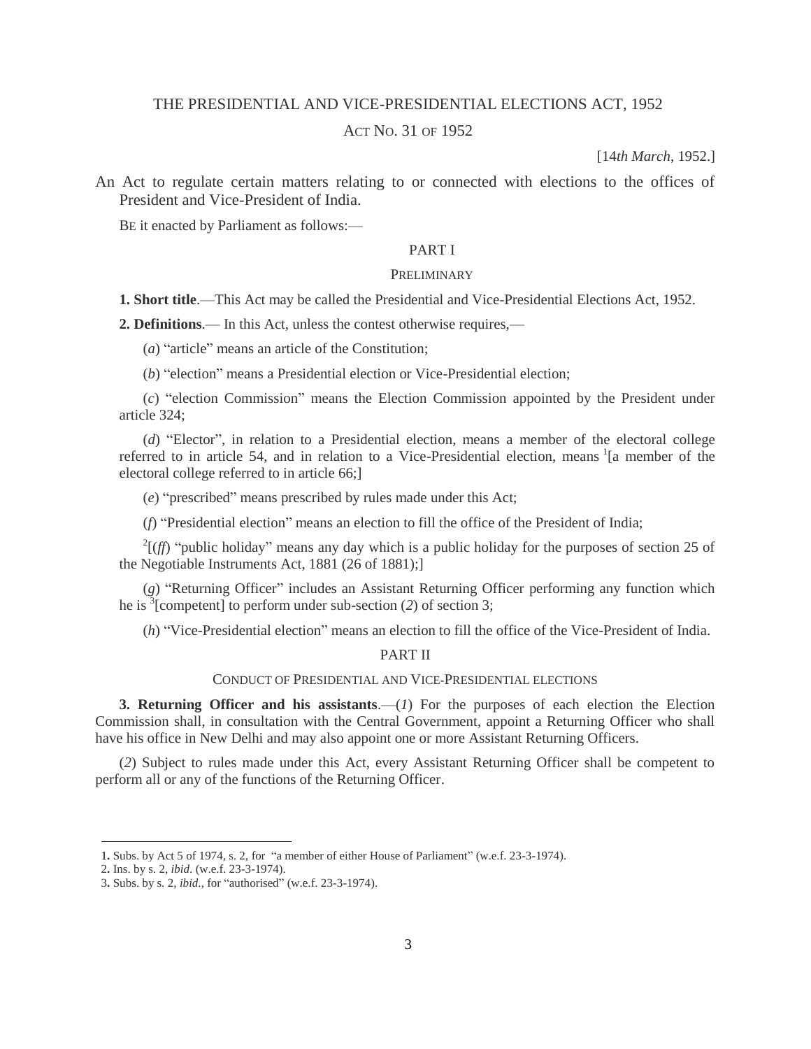# THE PRESIDENTIAL AND VICE-PRESIDENTIAL ELECTIONS ACT, 1952

ACT NO. 31 OF 1952

[14*th March*, 1952.]

An Act to regulate certain matters relating to or connected with elections to the offices of President and Vice-President of India.

BE it enacted by Parliament as follows:—

## PART I

### PRELIMINARY

**1. Short title**.—This Act may be called the Presidential and Vice-Presidential Elections Act, 1952.

**2. Definitions**.— In this Act, unless the contest otherwise requires,—

(*a*) "article" means an article of the Constitution;

(*b*) "election" means a Presidential election or Vice-Presidential election;

(*c*) "election Commission" means the Election Commission appointed by the President under article 324;

(*d*) "Elector", in relation to a Presidential election, means a member of the electoral college referred to in article 54, and in relation to a Vice-Presidential election, means [1][a member of the electoral college referred to in article 66;]

(*e*) "prescribed" means prescribed by rules made under this Act;

(*f*) "Presidential election" means an election to fill the office of the President of India;

[2][(*ff*) "public holiday" means any day which is a public holiday for the purposes of section 25 of the Negotiable Instruments Act, 1881 (26 of 1881);]

(*g*) "Returning Officer" includes an Assistant Returning Officer performing any function which he is [3][competent] to perform under sub-section (*2*) of section 3;

(*h*) "Vice-Presidential election" means an election to fill the office of the Vice-President of India.

## PART II

### CONDUCT OF PRESIDENTIAL AND VICE-PRESIDENTIAL ELECTIONS

**3. Returning Officer and his assistants**.—(*1*) For the purposes of each election the Election Commission shall, in consultation with the Central Government, appoint a Returning Officer who shall have his office in New Delhi and may also appoint one or more Assistant Returning Officers.

(*2*) Subject to rules made under this Act, every Assistant Returning Officer shall be competent to perform all or any of the functions of the Returning Officer.

---

1. Subs. by Act 5 of 1974, s. 2, for "a member of either House of Parliament" (w.e.f. 23-3-1974).
2. Ins. by s. 2, *ibid*. (w.e.f. 23-3-1974).
3. Subs. by s. 2, *ibid*., for "authorised" (w.e.f. 23-3-1974).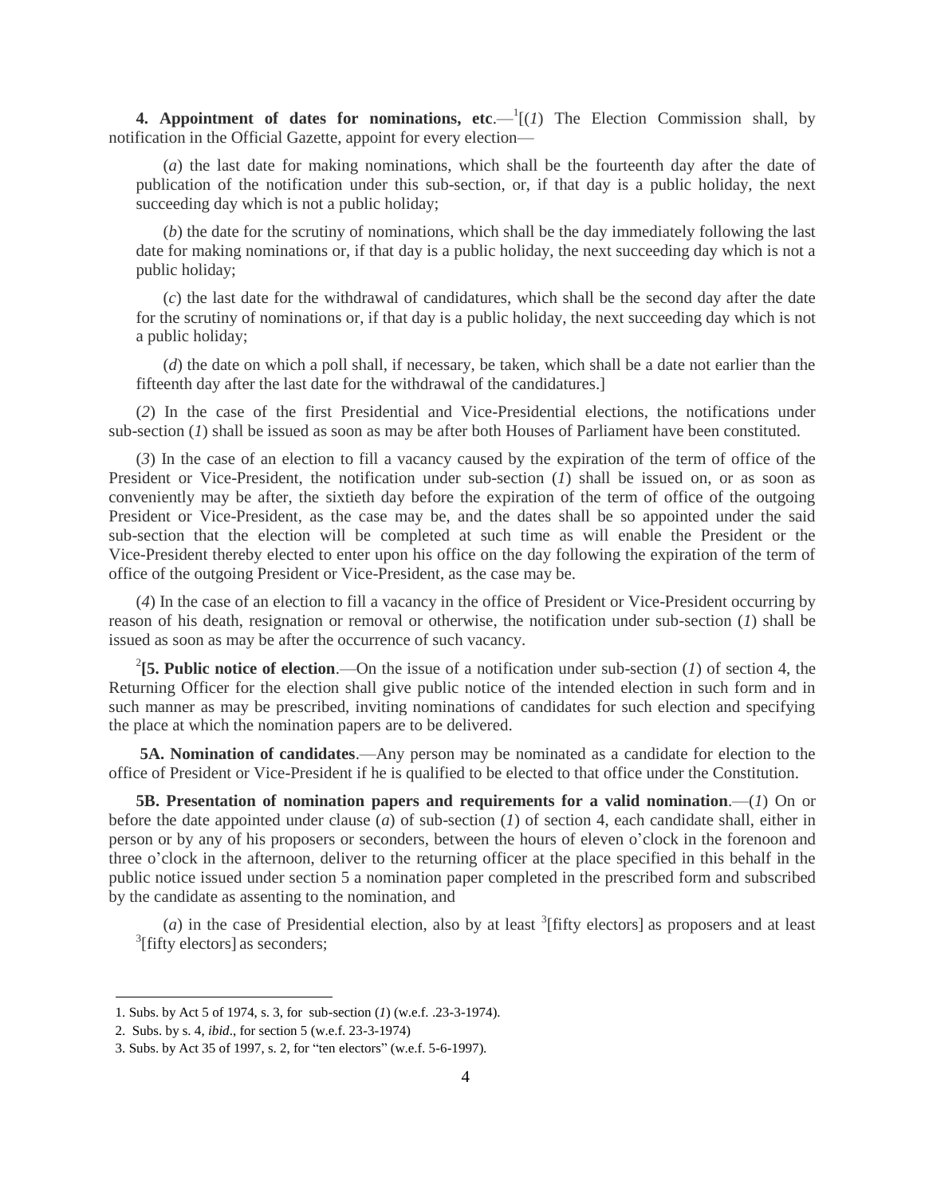**4. Appointment of dates for nominations, etc**.—[1][(*1*) The Election Commission shall, by notification in the Official Gazette, appoint for every election—

(*a*) the last date for making nominations, which shall be the fourteenth day after the date of publication of the notification under this sub-section, or, if that day is a public holiday, the next succeeding day which is not a public holiday;

(*b*) the date for the scrutiny of nominations, which shall be the day immediately following the last date for making nominations or, if that day is a public holiday, the next succeeding day which is not a public holiday;

(*c*) the last date for the withdrawal of candidatures, which shall be the second day after the date for the scrutiny of nominations or, if that day is a public holiday, the next succeeding day which is not a public holiday;

(*d*) the date on which a poll shall, if necessary, be taken, which shall be a date not earlier than the fifteenth day after the last date for the withdrawal of the candidatures.]

(*2*) In the case of the first Presidential and Vice-Presidential elections, the notifications under sub-section (*1*) shall be issued as soon as may be after both Houses of Parliament have been constituted.

(*3*) In the case of an election to fill a vacancy caused by the expiration of the term of office of the President or Vice-President, the notification under sub-section (*1*) shall be issued on, or as soon as conveniently may be after, the sixtieth day before the expiration of the term of office of the outgoing President or Vice-President, as the case may be, and the dates shall be so appointed under the said sub-section that the election will be completed at such time as will enable the President or the Vice-President thereby elected to enter upon his office on the day following the expiration of the term of office of the outgoing President or Vice-President, as the case may be.

(*4*) In the case of an election to fill a vacancy in the office of President or Vice-President occurring by reason of his death, resignation or removal or otherwise, the notification under sub-section (*1*) shall be issued as soon as may be after the occurrence of such vacancy.

[2]**[5. Public notice of election**.—On the issue of a notification under sub-section (*1*) of section 4, the Returning Officer for the election shall give public notice of the intended election in such form and in such manner as may be prescribed, inviting nominations of candidates for such election and specifying the place at which the nomination papers are to be delivered.

**5A. Nomination of candidates**.—Any person may be nominated as a candidate for election to the office of President or Vice-President if he is qualified to be elected to that office under the Constitution.

**5B. Presentation of nomination papers and requirements for a valid nomination**.—(*1*) On or before the date appointed under clause (*a*) of sub-section (*1*) of section 4, each candidate shall, either in person or by any of his proposers or seconders, between the hours of eleven o'clock in the forenoon and three o'clock in the afternoon, deliver to the returning officer at the place specified in this behalf in the public notice issued under section 5 a nomination paper completed in the prescribed form and subscribed by the candidate as assenting to the nomination, and

(*a*) in the case of Presidential election, also by at least [3][fifty electors] as proposers and at least [3][fifty electors] as seconders;

---

1. Subs. by Act 5 of 1974, s. 3, for sub-section (*1*) (w.e.f. .23-3-1974).
2. Subs. by s. 4, *ibid*., for section 5 (w.e.f. 23-3-1974)
3. Subs. by Act 35 of 1997, s. 2, for "ten electors" (w.e.f. 5-6-1997).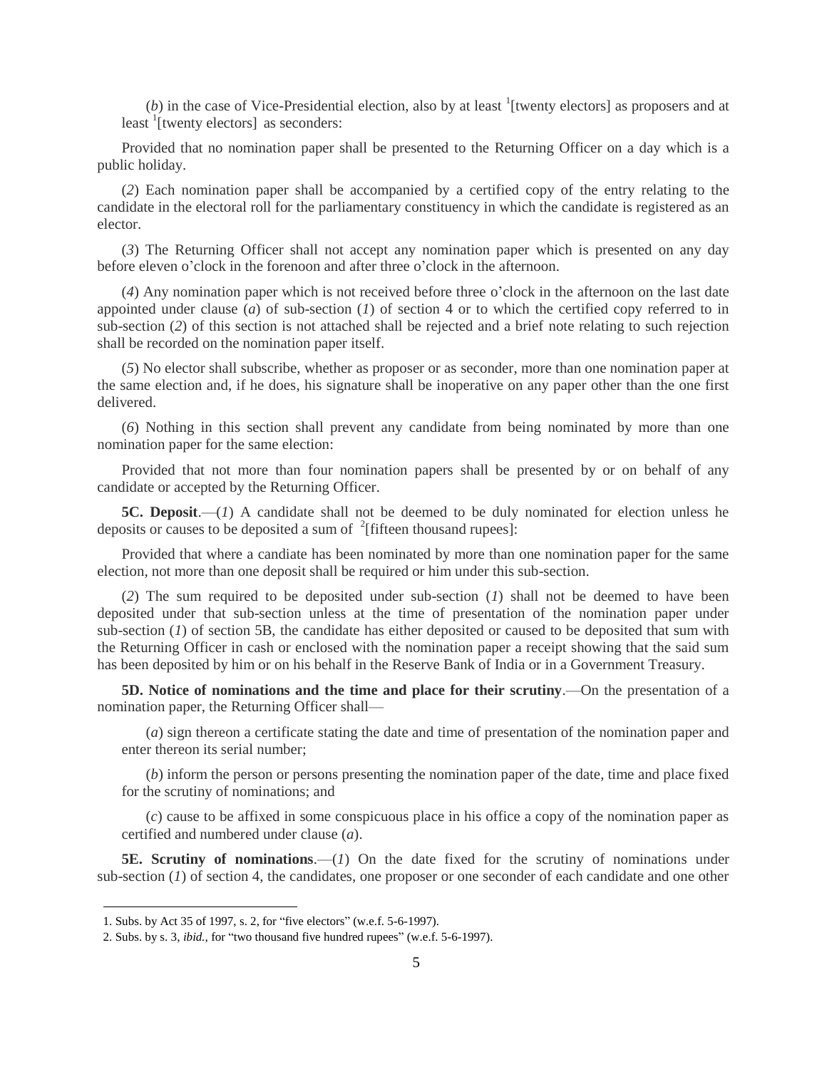(*b*) in the case of Vice-Presidential election, also by at least [1][twenty electors] as proposers and at least [1][twenty electors] as seconders:

Provided that no nomination paper shall be presented to the Returning Officer on a day which is a public holiday.

(*2*) Each nomination paper shall be accompanied by a certified copy of the entry relating to the candidate in the electoral roll for the parliamentary constituency in which the candidate is registered as an elector.

(*3*) The Returning Officer shall not accept any nomination paper which is presented on any day before eleven o'clock in the forenoon and after three o'clock in the afternoon.

(*4*) Any nomination paper which is not received before three o'clock in the afternoon on the last date appointed under clause (*a*) of sub-section (*1*) of section 4 or to which the certified copy referred to in sub-section (*2*) of this section is not attached shall be rejected and a brief note relating to such rejection shall be recorded on the nomination paper itself.

(*5*) No elector shall subscribe, whether as proposer or as seconder, more than one nomination paper at the same election and, if he does, his signature shall be inoperative on any paper other than the one first delivered.

(*6*) Nothing in this section shall prevent any candidate from being nominated by more than one nomination paper for the same election:

Provided that not more than four nomination papers shall be presented by or on behalf of any candidate or accepted by the Returning Officer.

**5C. Deposit**.—(*1*) A candidate shall not be deemed to be duly nominated for election unless he deposits or causes to be deposited a sum of [2][fifteen thousand rupees]:

Provided that where a candiate has been nominated by more than one nomination paper for the same election, not more than one deposit shall be required or him under this sub-section.

(*2*) The sum required to be deposited under sub-section (*1*) shall not be deemed to have been deposited under that sub-section unless at the time of presentation of the nomination paper under sub-section (*1*) of section 5B, the candidate has either deposited or caused to be deposited that sum with the Returning Officer in cash or enclosed with the nomination paper a receipt showing that the said sum has been deposited by him or on his behalf in the Reserve Bank of India or in a Government Treasury.

**5D. Notice of nominations and the time and place for their scrutiny**.—On the presentation of a nomination paper, the Returning Officer shall—

(*a*) sign thereon a certificate stating the date and time of presentation of the nomination paper and enter thereon its serial number;

(*b*) inform the person or persons presenting the nomination paper of the date, time and place fixed for the scrutiny of nominations; and

(*c*) cause to be affixed in some conspicuous place in his office a copy of the nomination paper as certified and numbered under clause (*a*).

**5E. Scrutiny of nominations**.—(*1*) On the date fixed for the scrutiny of nominations under sub-section (*1*) of section 4, the candidates, one proposer or one seconder of each candidate and one other

---

1. Subs. by Act 35 of 1997, s. 2, for "five electors" (w.e.f. 5-6-1997).
2. Subs. by s. 3, *ibid.,* for "two thousand five hundred rupees" (w.e.f. 5-6-1997).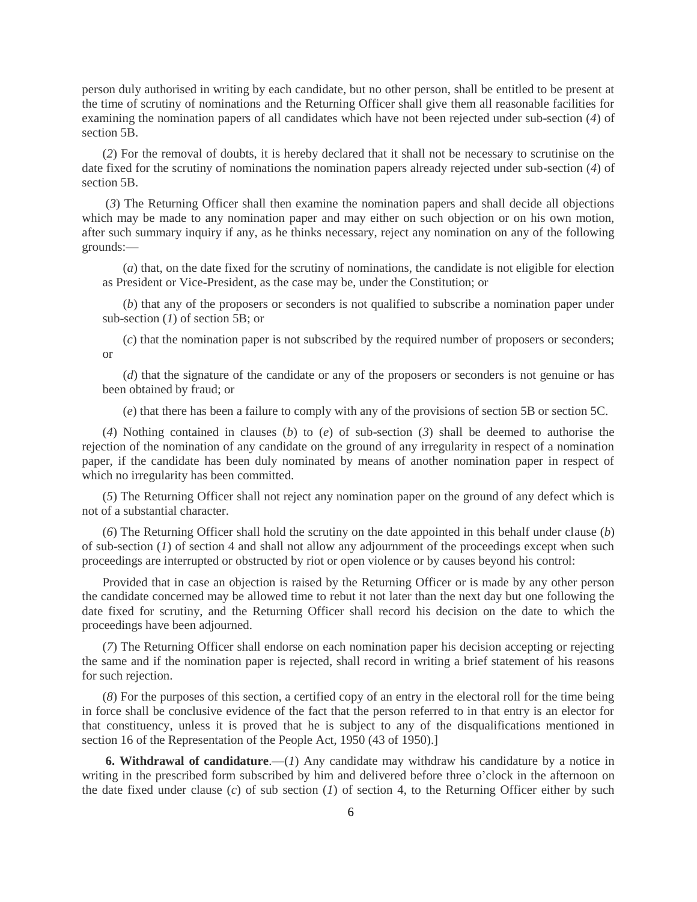person duly authorised in writing by each candidate, but no other person, shall be entitled to be present at the time of scrutiny of nominations and the Returning Officer shall give them all reasonable facilities for examining the nomination papers of all candidates which have not been rejected under sub-section (*4*) of section 5B.

(*2*) For the removal of doubts, it is hereby declared that it shall not be necessary to scrutinise on the date fixed for the scrutiny of nominations the nomination papers already rejected under sub-section (*4*) of section 5B.

(*3*) The Returning Officer shall then examine the nomination papers and shall decide all objections which may be made to any nomination paper and may either on such objection or on his own motion, after such summary inquiry if any, as he thinks necessary, reject any nomination on any of the following grounds:—

(*a*) that, on the date fixed for the scrutiny of nominations, the candidate is not eligible for election as President or Vice-President, as the case may be, under the Constitution; or

(*b*) that any of the proposers or seconders is not qualified to subscribe a nomination paper under sub-section (*1*) of section 5B; or

(*c*) that the nomination paper is not subscribed by the required number of proposers or seconders; or

(*d*) that the signature of the candidate or any of the proposers or seconders is not genuine or has been obtained by fraud; or

(*e*) that there has been a failure to comply with any of the provisions of section 5B or section 5C.

(*4*) Nothing contained in clauses (*b*) to (*e*) of sub-section (*3*) shall be deemed to authorise the rejection of the nomination of any candidate on the ground of any irregularity in respect of a nomination paper, if the candidate has been duly nominated by means of another nomination paper in respect of which no irregularity has been committed.

(*5*) The Returning Officer shall not reject any nomination paper on the ground of any defect which is not of a substantial character.

(*6*) The Returning Officer shall hold the scrutiny on the date appointed in this behalf under clause (*b*) of sub-section (*1*) of section 4 and shall not allow any adjournment of the proceedings except when such proceedings are interrupted or obstructed by riot or open violence or by causes beyond his control:

Provided that in case an objection is raised by the Returning Officer or is made by any other person the candidate concerned may be allowed time to rebut it not later than the next day but one following the date fixed for scrutiny, and the Returning Officer shall record his decision on the date to which the proceedings have been adjourned.

(*7*) The Returning Officer shall endorse on each nomination paper his decision accepting or rejecting the same and if the nomination paper is rejected, shall record in writing a brief statement of his reasons for such rejection.

(*8*) For the purposes of this section, a certified copy of an entry in the electoral roll for the time being in force shall be conclusive evidence of the fact that the person referred to in that entry is an elector for that constituency, unless it is proved that he is subject to any of the disqualifications mentioned in section 16 of the Representation of the People Act, 1950 (43 of 1950).]

**6. Withdrawal of candidature**.—(*1*) Any candidate may withdraw his candidature by a notice in writing in the prescribed form subscribed by him and delivered before three o'clock in the afternoon on the date fixed under clause (*c*) of sub section (*1*) of section 4, to the Returning Officer either by such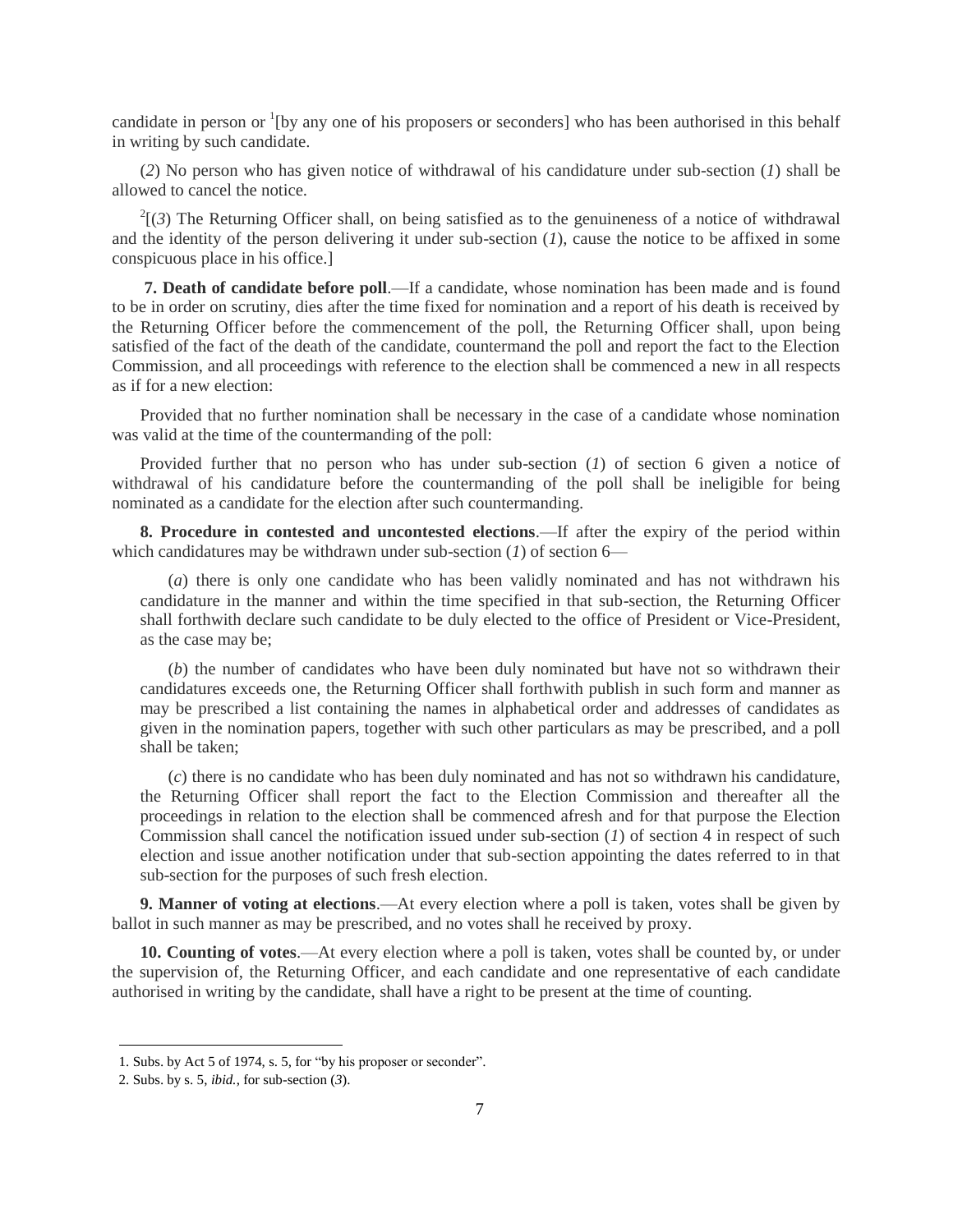candidate in person or [1][by any one of his proposers or seconders] who has been authorised in this behalf in writing by such candidate.

(*2*) No person who has given notice of withdrawal of his candidature under sub-section (*1*) shall be allowed to cancel the notice.

[2][(*3*) The Returning Officer shall, on being satisfied as to the genuineness of a notice of withdrawal and the identity of the person delivering it under sub-section (*1*), cause the notice to be affixed in some conspicuous place in his office.]

**7. Death of candidate before poll**.—If a candidate, whose nomination has been made and is found to be in order on scrutiny, dies after the time fixed for nomination and a report of his death is received by the Returning Officer before the commencement of the poll, the Returning Officer shall, upon being satisfied of the fact of the death of the candidate, countermand the poll and report the fact to the Election Commission, and all proceedings with reference to the election shall be commenced a new in all respects as if for a new election:

Provided that no further nomination shall be necessary in the case of a candidate whose nomination was valid at the time of the countermanding of the poll:

Provided further that no person who has under sub-section (*1*) of section 6 given a notice of withdrawal of his candidature before the countermanding of the poll shall be ineligible for being nominated as a candidate for the election after such countermanding.

**8. Procedure in contested and uncontested elections**.—If after the expiry of the period within which candidatures may be withdrawn under sub-section (*1*) of section 6—

(*a*) there is only one candidate who has been validly nominated and has not withdrawn his candidature in the manner and within the time specified in that sub-section, the Returning Officer shall forthwith declare such candidate to be duly elected to the office of President or Vice-President, as the case may be;

(*b*) the number of candidates who have been duly nominated but have not so withdrawn their candidatures exceeds one, the Returning Officer shall forthwith publish in such form and manner as may be prescribed a list containing the names in alphabetical order and addresses of candidates as given in the nomination papers, together with such other particulars as may be prescribed, and a poll shall be taken;

(*c*) there is no candidate who has been duly nominated and has not so withdrawn his candidature, the Returning Officer shall report the fact to the Election Commission and thereafter all the proceedings in relation to the election shall be commenced afresh and for that purpose the Election Commission shall cancel the notification issued under sub-section (*1*) of section 4 in respect of such election and issue another notification under that sub-section appointing the dates referred to in that sub-section for the purposes of such fresh election.

**9. Manner of voting at elections**.—At every election where a poll is taken, votes shall be given by ballot in such manner as may be prescribed, and no votes shall he received by proxy.

**10. Counting of votes**.—At every election where a poll is taken, votes shall be counted by, or under the supervision of, the Returning Officer, and each candidate and one representative of each candidate authorised in writing by the candidate, shall have a right to be present at the time of counting.

---

1. Subs. by Act 5 of 1974, s. 5, for "by his proposer or seconder".
2. Subs. by s. 5, *ibid.*, for sub-section (*3*).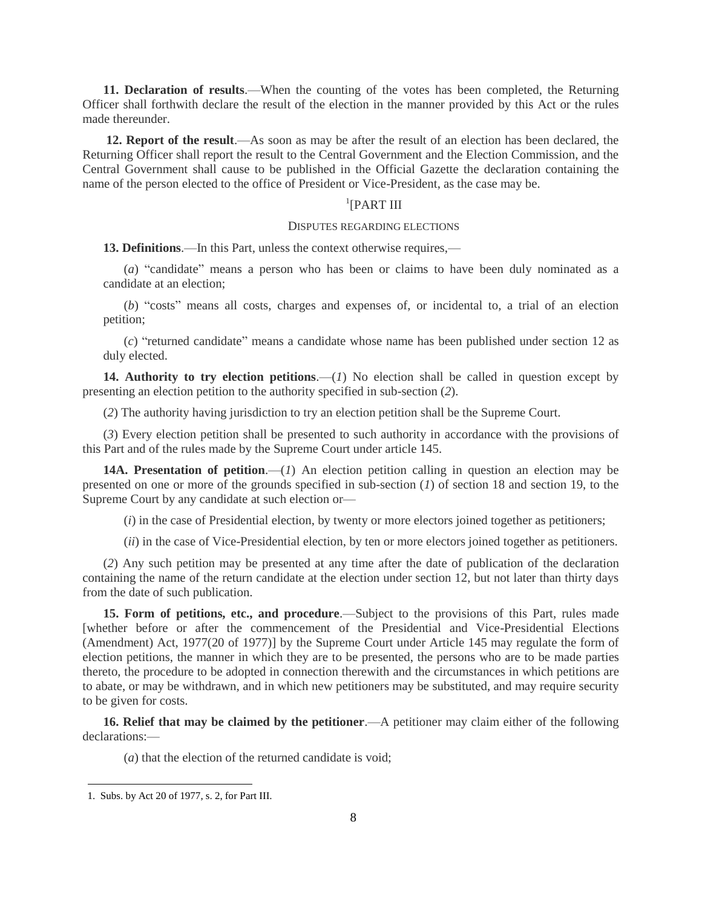**11. Declaration of results**.—When the counting of the votes has been completed, the Returning Officer shall forthwith declare the result of the election in the manner provided by this Act or the rules made thereunder.

**12. Report of the result**.—As soon as may be after the result of an election has been declared, the Returning Officer shall report the result to the Central Government and the Election Commission, and the Central Government shall cause to be published in the Official Gazette the declaration containing the name of the person elected to the office of President or Vice-President, as the case may be.

[1][PART III

DISPUTES REGARDING ELECTIONS

**13. Definitions**.—In this Part, unless the context otherwise requires,—

(*a*) "candidate" means a person who has been or claims to have been duly nominated as a candidate at an election;

(*b*) "costs" means all costs, charges and expenses of, or incidental to, a trial of an election petition;

(*c*) "returned candidate" means a candidate whose name has been published under section 12 as duly elected.

**14. Authority to try election petitions**.—(*1*) No election shall be called in question except by presenting an election petition to the authority specified in sub-section (*2*).

(*2*) The authority having jurisdiction to try an election petition shall be the Supreme Court.

(*3*) Every election petition shall be presented to such authority in accordance with the provisions of this Part and of the rules made by the Supreme Court under article 145.

**14A. Presentation of petition**.—(*1*) An election petition calling in question an election may be presented on one or more of the grounds specified in sub-section (*1*) of section 18 and section 19, to the Supreme Court by any candidate at such election or—

(*i*) in the case of Presidential election, by twenty or more electors joined together as petitioners;

(*ii*) in the case of Vice-Presidential election, by ten or more electors joined together as petitioners.

(*2*) Any such petition may be presented at any time after the date of publication of the declaration containing the name of the return candidate at the election under section 12, but not later than thirty days from the date of such publication.

**15. Form of petitions, etc., and procedure**.—Subject to the provisions of this Part, rules made [whether before or after the commencement of the Presidential and Vice-Presidential Elections (Amendment) Act, 1977(20 of 1977)] by the Supreme Court under Article 145 may regulate the form of election petitions, the manner in which they are to be presented, the persons who are to be made parties thereto, the procedure to be adopted in connection therewith and the circumstances in which petitions are to abate, or may be withdrawn, and in which new petitioners may be substituted, and may require security to be given for costs.

**16. Relief that may be claimed by the petitioner**.—A petitioner may claim either of the following declarations:—

(*a*) that the election of the returned candidate is void;

---

1. Subs. by Act 20 of 1977, s. 2, for Part III.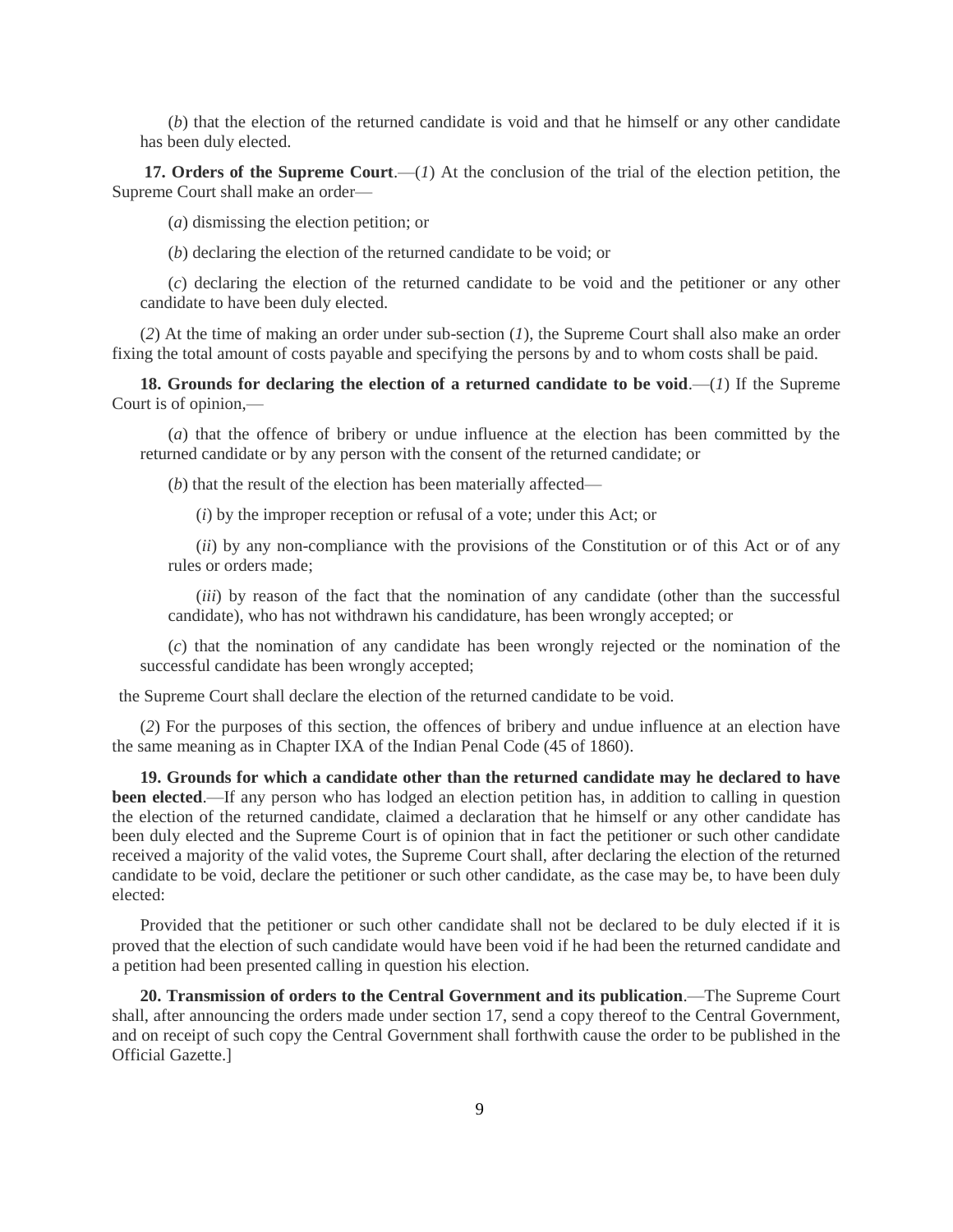(*b*) that the election of the returned candidate is void and that he himself or any other candidate has been duly elected.

**17. Orders of the Supreme Court**.—(*1*) At the conclusion of the trial of the election petition, the Supreme Court shall make an order—

(*a*) dismissing the election petition; or

(*b*) declaring the election of the returned candidate to be void; or

(*c*) declaring the election of the returned candidate to be void and the petitioner or any other candidate to have been duly elected.

(*2*) At the time of making an order under sub-section (*1*), the Supreme Court shall also make an order fixing the total amount of costs payable and specifying the persons by and to whom costs shall be paid.

**18. Grounds for declaring the election of a returned candidate to be void**.—(*1*) If the Supreme Court is of opinion,—

(*a*) that the offence of bribery or undue influence at the election has been committed by the returned candidate or by any person with the consent of the returned candidate; or

(*b*) that the result of the election has been materially affected—

(*i*) by the improper reception or refusal of a vote; under this Act; or

(*ii*) by any non-compliance with the provisions of the Constitution or of this Act or of any rules or orders made;

(*iii*) by reason of the fact that the nomination of any candidate (other than the successful candidate), who has not withdrawn his candidature, has been wrongly accepted; or

(*c*) that the nomination of any candidate has been wrongly rejected or the nomination of the successful candidate has been wrongly accepted;

the Supreme Court shall declare the election of the returned candidate to be void.

(*2*) For the purposes of this section, the offences of bribery and undue influence at an election have the same meaning as in Chapter IXA of the Indian Penal Code (45 of 1860).

**19. Grounds for which a candidate other than the returned candidate may he declared to have been elected**.—If any person who has lodged an election petition has, in addition to calling in question the election of the returned candidate, claimed a declaration that he himself or any other candidate has been duly elected and the Supreme Court is of opinion that in fact the petitioner or such other candidate received a majority of the valid votes, the Supreme Court shall, after declaring the election of the returned candidate to be void, declare the petitioner or such other candidate, as the case may be, to have been duly elected:

Provided that the petitioner or such other candidate shall not be declared to be duly elected if it is proved that the election of such candidate would have been void if he had been the returned candidate and a petition had been presented calling in question his election.

**20. Transmission of orders to the Central Government and its publication**.—The Supreme Court shall, after announcing the orders made under section 17, send a copy thereof to the Central Government, and on receipt of such copy the Central Government shall forthwith cause the order to be published in the Official Gazette.]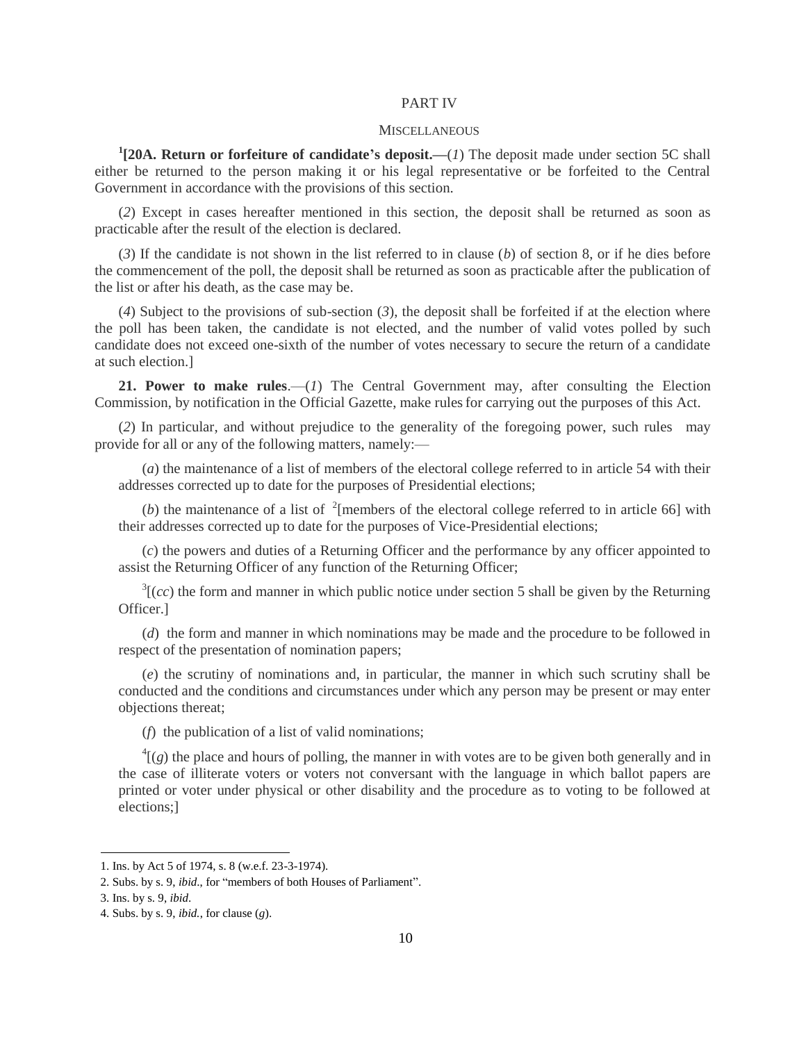## PART IV

### MISCELLANEOUS

[1][**20A. Return or forfeiture of candidate's deposit.**—(*1*) The deposit made under section 5C shall either be returned to the person making it or his legal representative or be forfeited to the Central Government in accordance with the provisions of this section.

(*2*) Except in cases hereafter mentioned in this section, the deposit shall be returned as soon as practicable after the result of the election is declared.

(*3*) If the candidate is not shown in the list referred to in clause (*b*) of section 8, or if he dies before the commencement of the poll, the deposit shall be returned as soon as practicable after the publication of the list or after his death, as the case may be.

(*4*) Subject to the provisions of sub-section (*3*), the deposit shall be forfeited if at the election where the poll has been taken, the candidate is not elected, and the number of valid votes polled by such candidate does not exceed one-sixth of the number of votes necessary to secure the return of a candidate at such election.]

**21. Power to make rules**.—(*1*) The Central Government may, after consulting the Election Commission, by notification in the Official Gazette, make rules for carrying out the purposes of this Act.

(*2*) In particular, and without prejudice to the generality of the foregoing power, such rules may provide for all or any of the following matters, namely:—

(*a*) the maintenance of a list of members of the electoral college referred to in article 54 with their addresses corrected up to date for the purposes of Presidential elections;

(*b*) the maintenance of a list of [2][members of the electoral college referred to in article 66] with their addresses corrected up to date for the purposes of Vice-Presidential elections;

(*c*) the powers and duties of a Returning Officer and the performance by any officer appointed to assist the Returning Officer of any function of the Returning Officer;

[3][(*cc*) the form and manner in which public notice under section 5 shall be given by the Returning Officer.]

(*d*) the form and manner in which nominations may be made and the procedure to be followed in respect of the presentation of nomination papers;

(*e*) the scrutiny of nominations and, in particular, the manner in which such scrutiny shall be conducted and the conditions and circumstances under which any person may be present or may enter objections thereat;

(*f*) the publication of a list of valid nominations;

[4][(*g*) the place and hours of polling, the manner in with votes are to be given both generally and in the case of illiterate voters or voters not conversant with the language in which ballot papers are printed or voter under physical or other disability and the procedure as to voting to be followed at elections;]

---

1. Ins. by Act 5 of 1974, s. 8 (w.e.f. 23-3-1974).
2. Subs. by s. 9, *ibid*., for "members of both Houses of Parliament".
3. Ins. by s. 9, *ibid*.
4. Subs. by s. 9, *ibid.*, for clause (*g*).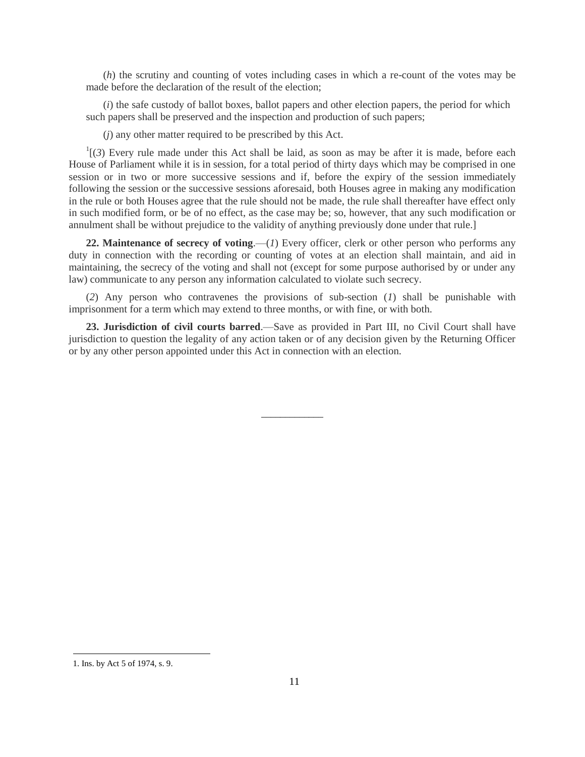(*h*) the scrutiny and counting of votes including cases in which a re-count of the votes may be made before the declaration of the result of the election;

(*i*) the safe custody of ballot boxes, ballot papers and other election papers, the period for which such papers shall be preserved and the inspection and production of such papers;

(*j*) any other matter required to be prescribed by this Act.

[1][(*3*) Every rule made under this Act shall be laid, as soon as may be after it is made, before each House of Parliament while it is in session, for a total period of thirty days which may be comprised in one session or in two or more successive sessions and if, before the expiry of the session immediately following the session or the successive sessions aforesaid, both Houses agree in making any modification in the rule or both Houses agree that the rule should not be made, the rule shall thereafter have effect only in such modified form, or be of no effect, as the case may be; so, however, that any such modification or annulment shall be without prejudice to the validity of anything previously done under that rule.]

**22. Maintenance of secrecy of voting**.—(*1*) Every officer, clerk or other person who performs any duty in connection with the recording or counting of votes at an election shall maintain, and aid in maintaining, the secrecy of the voting and shall not (except for some purpose authorised by or under any law) communicate to any person any information calculated to violate such secrecy.

(*2*) Any person who contravenes the provisions of sub-section (*1*) shall be punishable with imprisonment for a term which may extend to three months, or with fine, or with both.

**23. Jurisdiction of civil courts barred**.—Save as provided in Part III, no Civil Court shall have jurisdiction to question the legality of any action taken or of any decision given by the Returning Officer or by any other person appointed under this Act in connection with an election.

———————

1. Ins. by Act 5 of 1974, s. 9.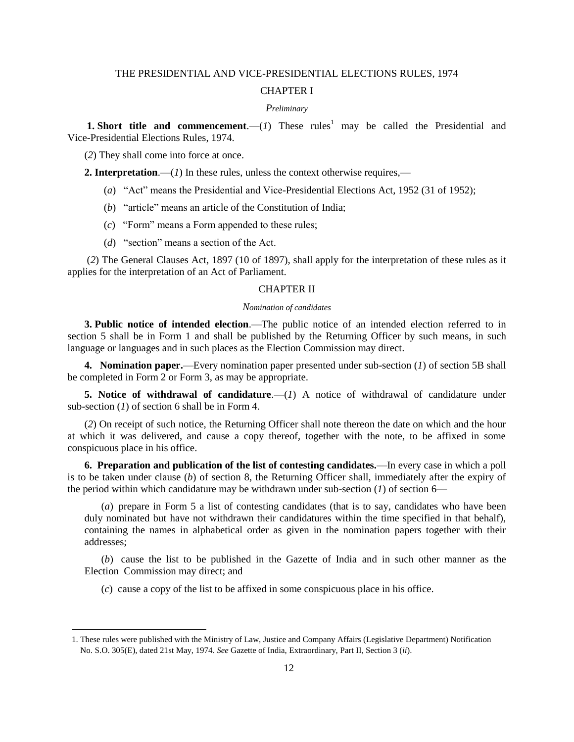# THE PRESIDENTIAL AND VICE-PRESIDENTIAL ELECTIONS RULES, 1974

## CHAPTER I

### *Preliminary*

**1. Short title and commencement**.—(*1*) These rules[1] may be called the Presidential and Vice-Presidential Elections Rules, 1974.

(*2*) They shall come into force at once.

**2. Interpretation**.—(*1*) In these rules, unless the context otherwise requires,—

(*a*) "Act" means the Presidential and Vice-Presidential Elections Act, 1952 (31 of 1952);

(*b*) "article" means an article of the Constitution of India;

(*c*) "Form" means a Form appended to these rules;

(*d*) "section" means a section of the Act.

(*2*) The General Clauses Act, 1897 (10 of 1897), shall apply for the interpretation of these rules as it applies for the interpretation of an Act of Parliament.

## CHAPTER II

### *Nomination of candidates*

**3. Public notice of intended election**.—The public notice of an intended election referred to in section 5 shall be in Form 1 and shall be published by the Returning Officer by such means, in such language or languages and in such places as the Election Commission may direct.

**4. Nomination paper.**—Every nomination paper presented under sub-section (*1*) of section 5B shall be completed in Form 2 or Form 3, as may be appropriate.

**5. Notice of withdrawal of candidature**.—(*1*) A notice of withdrawal of candidature under sub-section (*1*) of section 6 shall be in Form 4.

(*2*) On receipt of such notice, the Returning Officer shall note thereon the date on which and the hour at which it was delivered, and cause a copy thereof, together with the note, to be affixed in some conspicuous place in his office.

**6. Preparation and publication of the list of contesting candidates.**—In every case in which a poll is to be taken under clause (*b*) of section 8, the Returning Officer shall, immediately after the expiry of the period within which candidature may be withdrawn under sub-section (*1*) of section 6—

(*a*) prepare in Form 5 a list of contesting candidates (that is to say, candidates who have been duly nominated but have not withdrawn their candidatures within the time specified in that behalf), containing the names in alphabetical order as given in the nomination papers together with their addresses;

(*b*) cause the list to be published in the Gazette of India and in such other manner as the Election Commission may direct; and

(*c*) cause a copy of the list to be affixed in some conspicuous place in his office.

---

1. These rules were published with the Ministry of Law, Justice and Company Affairs (Legislative Department) Notification No. S.O. 305(E), dated 21st May, 1974. *See* Gazette of India, Extraordinary, Part II, Section 3 (*ii*).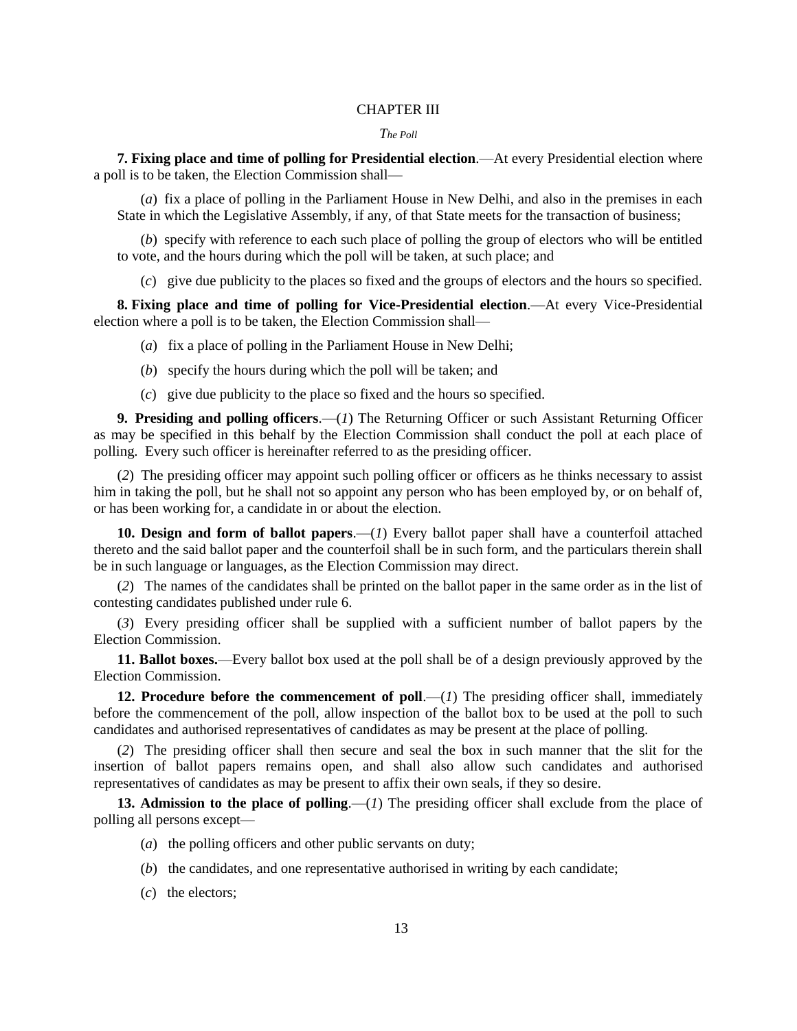## CHAPTER III

### *The Poll*

**7. Fixing place and time of polling for Presidential election**.—At every Presidential election where a poll is to be taken, the Election Commission shall—

(*a*) fix a place of polling in the Parliament House in New Delhi, and also in the premises in each State in which the Legislative Assembly, if any, of that State meets for the transaction of business;

(*b*) specify with reference to each such place of polling the group of electors who will be entitled to vote, and the hours during which the poll will be taken, at such place; and

(*c*) give due publicity to the places so fixed and the groups of electors and the hours so specified.

**8. Fixing place and time of polling for Vice-Presidential election**.—At every Vice-Presidential election where a poll is to be taken, the Election Commission shall—

(*a*) fix a place of polling in the Parliament House in New Delhi;

(*b*) specify the hours during which the poll will be taken; and

(*c*) give due publicity to the place so fixed and the hours so specified.

**9. Presiding and polling officers**.—(*1*) The Returning Officer or such Assistant Returning Officer as may be specified in this behalf by the Election Commission shall conduct the poll at each place of polling. Every such officer is hereinafter referred to as the presiding officer.

(*2*) The presiding officer may appoint such polling officer or officers as he thinks necessary to assist him in taking the poll, but he shall not so appoint any person who has been employed by, or on behalf of, or has been working for, a candidate in or about the election.

**10. Design and form of ballot papers**.—(*1*) Every ballot paper shall have a counterfoil attached thereto and the said ballot paper and the counterfoil shall be in such form, and the particulars therein shall be in such language or languages, as the Election Commission may direct.

(*2*) The names of the candidates shall be printed on the ballot paper in the same order as in the list of contesting candidates published under rule 6.

(*3*) Every presiding officer shall be supplied with a sufficient number of ballot papers by the Election Commission.

**11. Ballot boxes.**—Every ballot box used at the poll shall be of a design previously approved by the Election Commission.

**12. Procedure before the commencement of poll**.—(*1*) The presiding officer shall, immediately before the commencement of the poll, allow inspection of the ballot box to be used at the poll to such candidates and authorised representatives of candidates as may be present at the place of polling.

(*2*) The presiding officer shall then secure and seal the box in such manner that the slit for the insertion of ballot papers remains open, and shall also allow such candidates and authorised representatives of candidates as may be present to affix their own seals, if they so desire.

**13. Admission to the place of polling**.—(*1*) The presiding officer shall exclude from the place of polling all persons except—

(*a*) the polling officers and other public servants on duty;

(*b*) the candidates, and one representative authorised in writing by each candidate;

(*c*) the electors;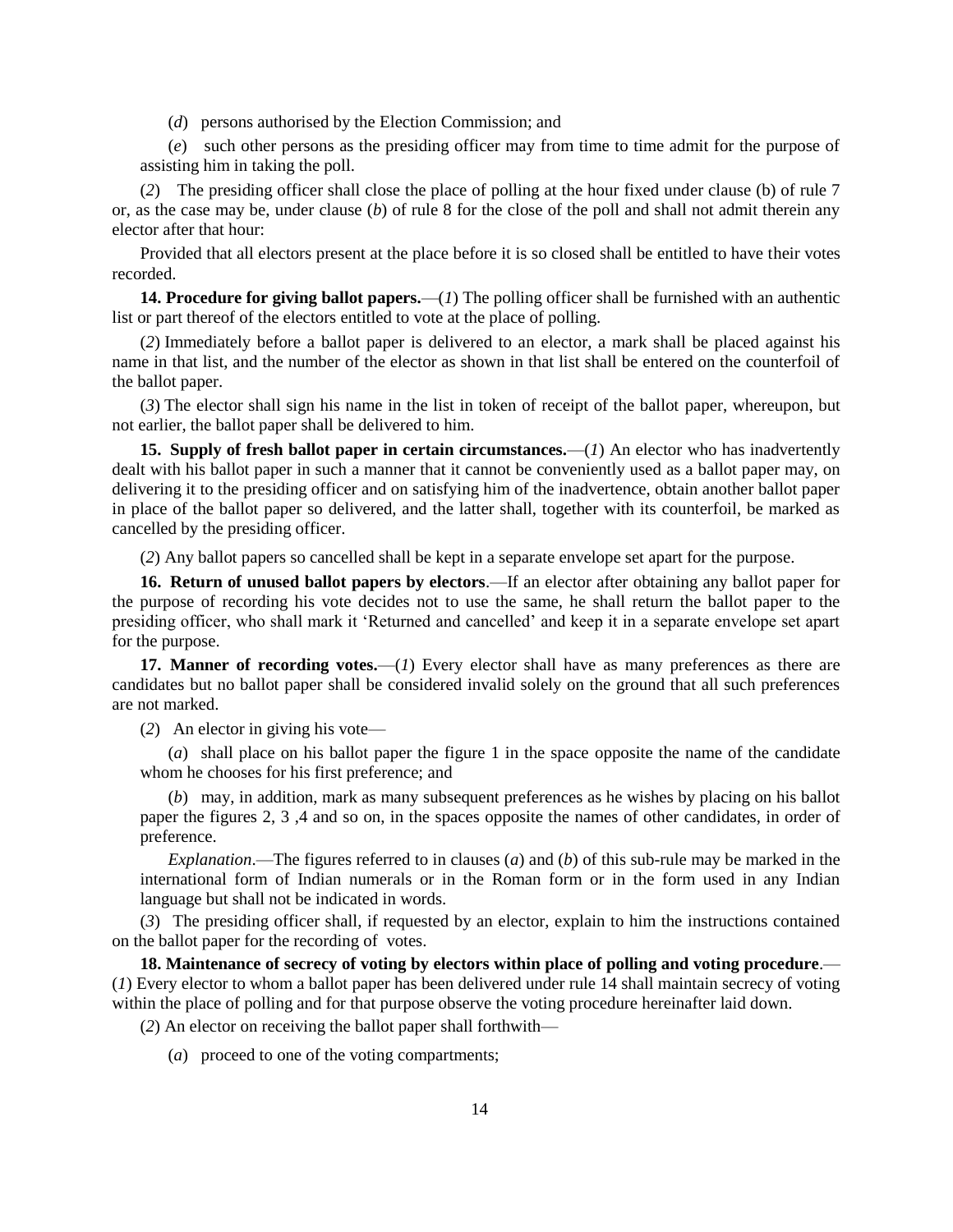(*d*) persons authorised by the Election Commission; and

(*e*) such other persons as the presiding officer may from time to time admit for the purpose of assisting him in taking the poll.

(*2*) The presiding officer shall close the place of polling at the hour fixed under clause (b) of rule 7 or, as the case may be, under clause (*b*) of rule 8 for the close of the poll and shall not admit therein any elector after that hour:

Provided that all electors present at the place before it is so closed shall be entitled to have their votes recorded.

**14. Procedure for giving ballot papers.**—(*1*) The polling officer shall be furnished with an authentic list or part thereof of the electors entitled to vote at the place of polling.

(*2*) Immediately before a ballot paper is delivered to an elector, a mark shall be placed against his name in that list, and the number of the elector as shown in that list shall be entered on the counterfoil of the ballot paper.

(*3*) The elector shall sign his name in the list in token of receipt of the ballot paper, whereupon, but not earlier, the ballot paper shall be delivered to him.

**15. Supply of fresh ballot paper in certain circumstances.**—(*1*) An elector who has inadvertently dealt with his ballot paper in such a manner that it cannot be conveniently used as a ballot paper may, on delivering it to the presiding officer and on satisfying him of the inadvertence, obtain another ballot paper in place of the ballot paper so delivered, and the latter shall, together with its counterfoil, be marked as cancelled by the presiding officer.

(*2*) Any ballot papers so cancelled shall be kept in a separate envelope set apart for the purpose.

**16. Return of unused ballot papers by electors**.—If an elector after obtaining any ballot paper for the purpose of recording his vote decides not to use the same, he shall return the ballot paper to the presiding officer, who shall mark it 'Returned and cancelled' and keep it in a separate envelope set apart for the purpose.

**17. Manner of recording votes.**—(*1*) Every elector shall have as many preferences as there are candidates but no ballot paper shall be considered invalid solely on the ground that all such preferences are not marked.

(*2*) An elector in giving his vote—

(*a*) shall place on his ballot paper the figure 1 in the space opposite the name of the candidate whom he chooses for his first preference; and

(*b*) may, in addition, mark as many subsequent preferences as he wishes by placing on his ballot paper the figures 2, 3 ,4 and so on, in the spaces opposite the names of other candidates, in order of preference.

*Explanation*.—The figures referred to in clauses (*a*) and (*b*) of this sub-rule may be marked in the international form of Indian numerals or in the Roman form or in the form used in any Indian language but shall not be indicated in words.

(*3*) The presiding officer shall, if requested by an elector, explain to him the instructions contained on the ballot paper for the recording of votes.

**18. Maintenance of secrecy of voting by electors within place of polling and voting procedure**.—(*1*) Every elector to whom a ballot paper has been delivered under rule 14 shall maintain secrecy of voting within the place of polling and for that purpose observe the voting procedure hereinafter laid down.

(*2*) An elector on receiving the ballot paper shall forthwith—

(*a*) proceed to one of the voting compartments;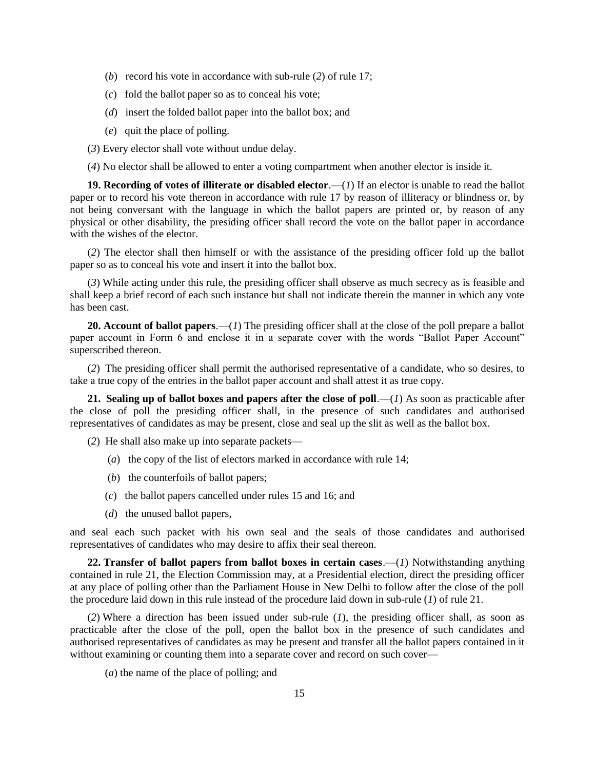(*b*) record his vote in accordance with sub-rule (*2*) of rule 17;

(*c*) fold the ballot paper so as to conceal his vote;

(*d*) insert the folded ballot paper into the ballot box; and

(*e*) quit the place of polling.

(*3*) Every elector shall vote without undue delay.

(*4*) No elector shall be allowed to enter a voting compartment when another elector is inside it.

**19. Recording of votes of illiterate or disabled elector**.—(*1*) If an elector is unable to read the ballot paper or to record his vote thereon in accordance with rule 17 by reason of illiteracy or blindness or, by not being conversant with the language in which the ballot papers are printed or, by reason of any physical or other disability, the presiding officer shall record the vote on the ballot paper in accordance with the wishes of the elector.

(*2*) The elector shall then himself or with the assistance of the presiding officer fold up the ballot paper so as to conceal his vote and insert it into the ballot box.

(*3*) While acting under this rule, the presiding officer shall observe as much secrecy as is feasible and shall keep a brief record of each such instance but shall not indicate therein the manner in which any vote has been cast.

**20. Account of ballot papers**.—(*1*) The presiding officer shall at the close of the poll prepare a ballot paper account in Form 6 and enclose it in a separate cover with the words "Ballot Paper Account" superscribed thereon.

(*2*) The presiding officer shall permit the authorised representative of a candidate, who so desires, to take a true copy of the entries in the ballot paper account and shall attest it as true copy.

**21. Sealing up of ballot boxes and papers after the close of poll**.—(*1*) As soon as practicable after the close of poll the presiding officer shall, in the presence of such candidates and authorised representatives of candidates as may be present, close and seal up the slit as well as the ballot box.

(*2*) He shall also make up into separate packets—

(*a*) the copy of the list of electors marked in accordance with rule 14;

(*b*) the counterfoils of ballot papers;

(*c*) the ballot papers cancelled under rules 15 and 16; and

(*d*) the unused ballot papers,

and seal each such packet with his own seal and the seals of those candidates and authorised representatives of candidates who may desire to affix their seal thereon.

**22. Transfer of ballot papers from ballot boxes in certain cases**.—(*1*) Notwithstanding anything contained in rule 21, the Election Commission may, at a Presidential election, direct the presiding officer at any place of polling other than the Parliament House in New Delhi to follow after the close of the poll the procedure laid down in this rule instead of the procedure laid down in sub-rule (*1*) of rule 21.

(*2*) Where a direction has been issued under sub-rule (*1*), the presiding officer shall, as soon as practicable after the close of the poll, open the ballot box in the presence of such candidates and authorised representatives of candidates as may be present and transfer all the ballot papers contained in it without examining or counting them into a separate cover and record on such cover—

(*a*) the name of the place of polling; and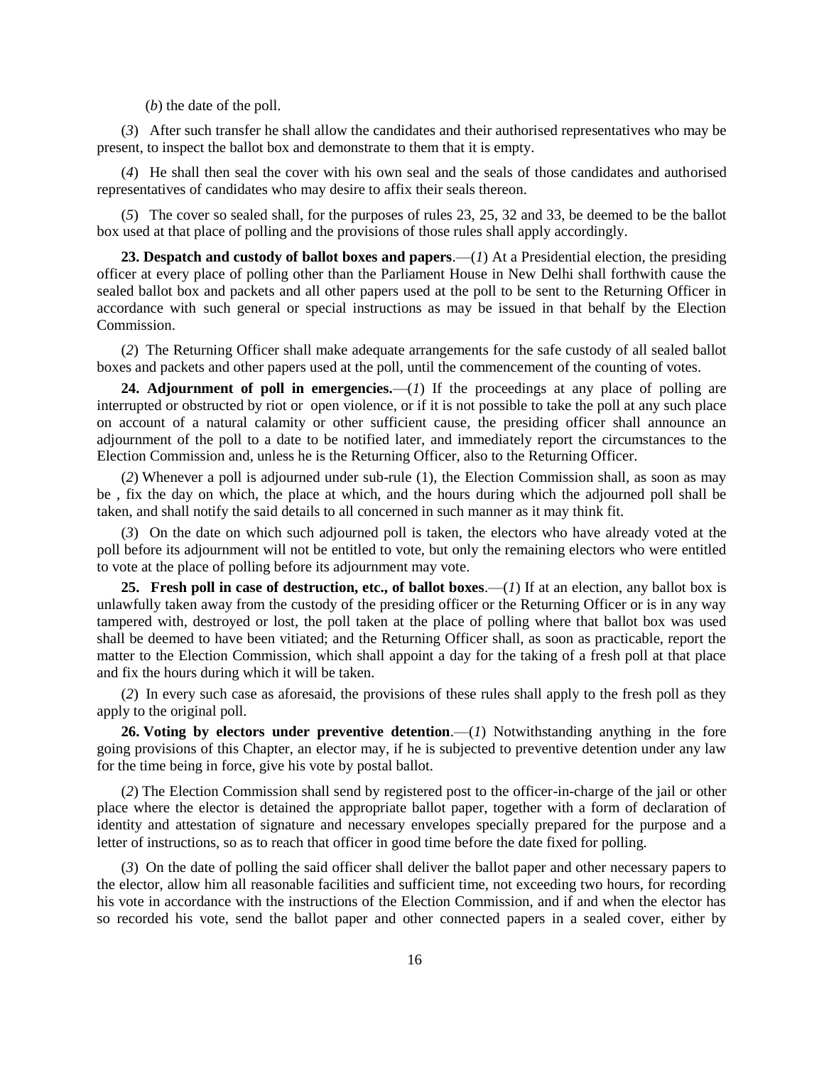(*b*) the date of the poll.

(*3*) After such transfer he shall allow the candidates and their authorised representatives who may be present, to inspect the ballot box and demonstrate to them that it is empty.

(*4*) He shall then seal the cover with his own seal and the seals of those candidates and authorised representatives of candidates who may desire to affix their seals thereon.

(*5*) The cover so sealed shall, for the purposes of rules 23, 25, 32 and 33, be deemed to be the ballot box used at that place of polling and the provisions of those rules shall apply accordingly.

**23. Despatch and custody of ballot boxes and papers**.—(*1*) At a Presidential election, the presiding officer at every place of polling other than the Parliament House in New Delhi shall forthwith cause the sealed ballot box and packets and all other papers used at the poll to be sent to the Returning Officer in accordance with such general or special instructions as may be issued in that behalf by the Election Commission.

(*2*) The Returning Officer shall make adequate arrangements for the safe custody of all sealed ballot boxes and packets and other papers used at the poll, until the commencement of the counting of votes.

**24. Adjournment of poll in emergencies.**—(*1*) If the proceedings at any place of polling are interrupted or obstructed by riot or open violence, or if it is not possible to take the poll at any such place on account of a natural calamity or other sufficient cause, the presiding officer shall announce an adjournment of the poll to a date to be notified later, and immediately report the circumstances to the Election Commission and, unless he is the Returning Officer, also to the Returning Officer.

(*2*) Whenever a poll is adjourned under sub-rule (1), the Election Commission shall, as soon as may be , fix the day on which, the place at which, and the hours during which the adjourned poll shall be taken, and shall notify the said details to all concerned in such manner as it may think fit.

(*3*) On the date on which such adjourned poll is taken, the electors who have already voted at the poll before its adjournment will not be entitled to vote, but only the remaining electors who were entitled to vote at the place of polling before its adjournment may vote.

**25. Fresh poll in case of destruction, etc., of ballot boxes**.—(*1*) If at an election, any ballot box is unlawfully taken away from the custody of the presiding officer or the Returning Officer or is in any way tampered with, destroyed or lost, the poll taken at the place of polling where that ballot box was used shall be deemed to have been vitiated; and the Returning Officer shall, as soon as practicable, report the matter to the Election Commission, which shall appoint a day for the taking of a fresh poll at that place and fix the hours during which it will be taken.

(*2*) In every such case as aforesaid, the provisions of these rules shall apply to the fresh poll as they apply to the original poll.

**26. Voting by electors under preventive detention**.—(*1*) Notwithstanding anything in the fore going provisions of this Chapter, an elector may, if he is subjected to preventive detention under any law for the time being in force, give his vote by postal ballot.

(*2*) The Election Commission shall send by registered post to the officer-in-charge of the jail or other place where the elector is detained the appropriate ballot paper, together with a form of declaration of identity and attestation of signature and necessary envelopes specially prepared for the purpose and a letter of instructions, so as to reach that officer in good time before the date fixed for polling.

(*3*) On the date of polling the said officer shall deliver the ballot paper and other necessary papers to the elector, allow him all reasonable facilities and sufficient time, not exceeding two hours, for recording his vote in accordance with the instructions of the Election Commission, and if and when the elector has so recorded his vote, send the ballot paper and other connected papers in a sealed cover, either by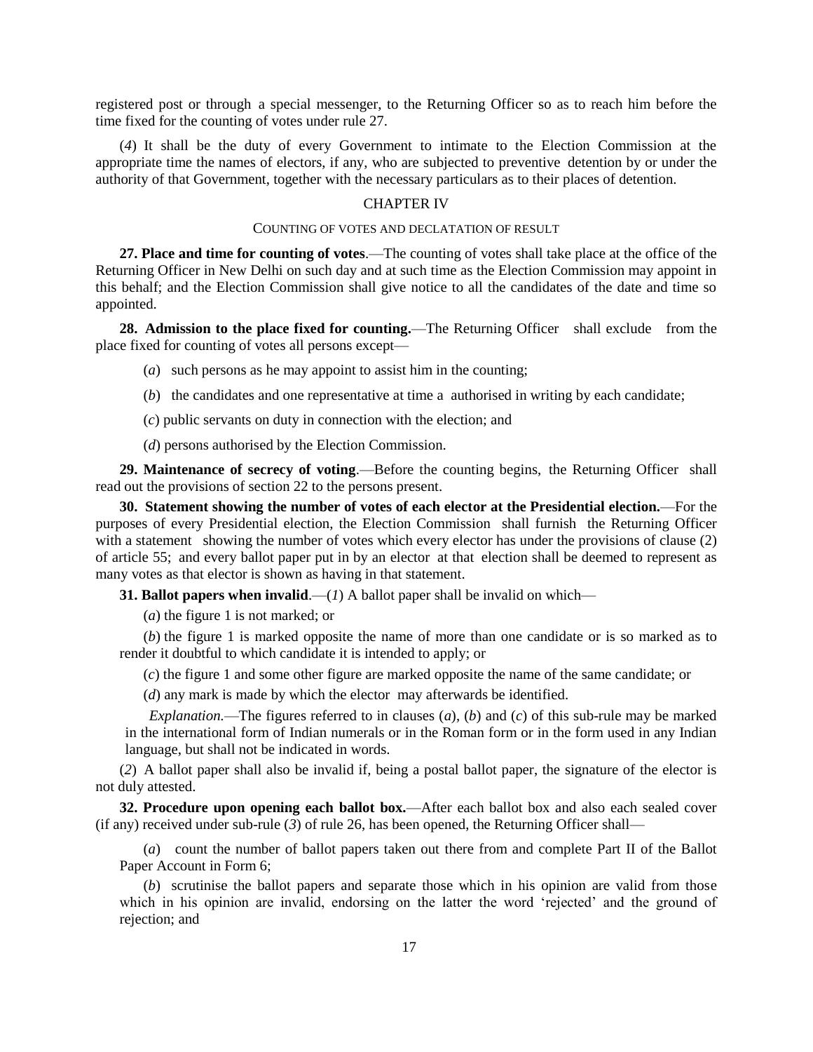registered post or through a special messenger, to the Returning Officer so as to reach him before the time fixed for the counting of votes under rule 27.

(*4*) It shall be the duty of every Government to intimate to the Election Commission at the appropriate time the names of electors, if any, who are subjected to preventive detention by or under the authority of that Government, together with the necessary particulars as to their places of detention.

## CHAPTER IV

### COUNTING OF VOTES AND DECLATATION OF RESULT

**27. Place and time for counting of votes**.—The counting of votes shall take place at the office of the Returning Officer in New Delhi on such day and at such time as the Election Commission may appoint in this behalf; and the Election Commission shall give notice to all the candidates of the date and time so appointed.

**28. Admission to the place fixed for counting.**—The Returning Officer shall exclude from the place fixed for counting of votes all persons except—

(*a*) such persons as he may appoint to assist him in the counting;

(*b*) the candidates and one representative at time a authorised in writing by each candidate;

(*c*) public servants on duty in connection with the election; and

(*d*) persons authorised by the Election Commission.

**29. Maintenance of secrecy of voting**.—Before the counting begins, the Returning Officer shall read out the provisions of section 22 to the persons present.

**30. Statement showing the number of votes of each elector at the Presidential election.**—For the purposes of every Presidential election, the Election Commission shall furnish the Returning Officer with a statement showing the number of votes which every elector has under the provisions of clause (2) of article 55; and every ballot paper put in by an elector at that election shall be deemed to represent as many votes as that elector is shown as having in that statement.

**31. Ballot papers when invalid**.—(*1*) A ballot paper shall be invalid on which—

(*a*) the figure 1 is not marked; or

(*b*) the figure 1 is marked opposite the name of more than one candidate or is so marked as to render it doubtful to which candidate it is intended to apply; or

(*c*) the figure 1 and some other figure are marked opposite the name of the same candidate; or

(*d*) any mark is made by which the elector may afterwards be identified.

*Explanation.*—The figures referred to in clauses (*a*), (*b*) and (*c*) of this sub-rule may be marked in the international form of Indian numerals or in the Roman form or in the form used in any Indian language, but shall not be indicated in words.

(*2*) A ballot paper shall also be invalid if, being a postal ballot paper, the signature of the elector is not duly attested.

**32. Procedure upon opening each ballot box.**—After each ballot box and also each sealed cover (if any) received under sub-rule (*3*) of rule 26, has been opened, the Returning Officer shall—

(*a*) count the number of ballot papers taken out there from and complete Part II of the Ballot Paper Account in Form 6;

(*b*) scrutinise the ballot papers and separate those which in his opinion are valid from those which in his opinion are invalid, endorsing on the latter the word 'rejected' and the ground of rejection; and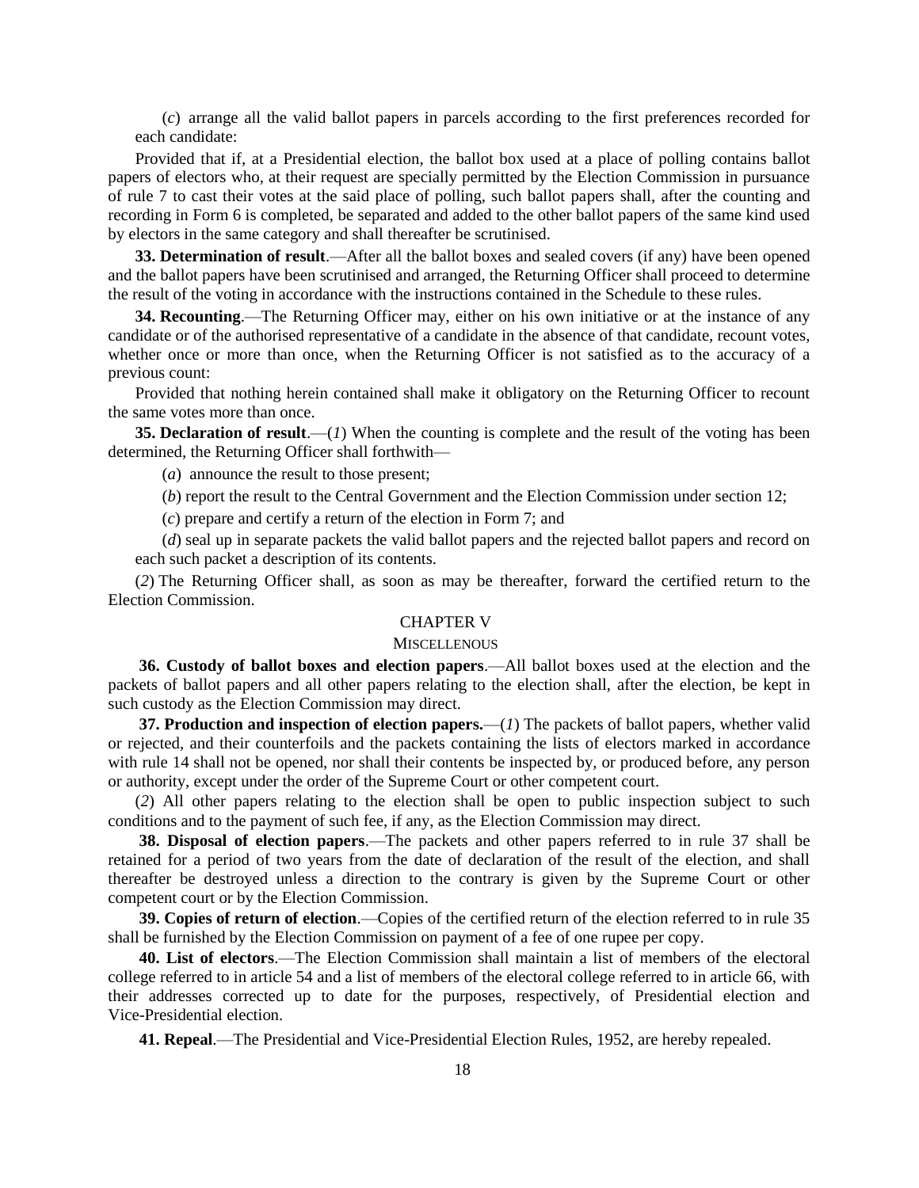(*c*) arrange all the valid ballot papers in parcels according to the first preferences recorded for each candidate:

Provided that if, at a Presidential election, the ballot box used at a place of polling contains ballot papers of electors who, at their request are specially permitted by the Election Commission in pursuance of rule 7 to cast their votes at the said place of polling, such ballot papers shall, after the counting and recording in Form 6 is completed, be separated and added to the other ballot papers of the same kind used by electors in the same category and shall thereafter be scrutinised.

**33. Determination of result**.—After all the ballot boxes and sealed covers (if any) have been opened and the ballot papers have been scrutinised and arranged, the Returning Officer shall proceed to determine the result of the voting in accordance with the instructions contained in the Schedule to these rules.

**34. Recounting**.—The Returning Officer may, either on his own initiative or at the instance of any candidate or of the authorised representative of a candidate in the absence of that candidate, recount votes, whether once or more than once, when the Returning Officer is not satisfied as to the accuracy of a previous count:

Provided that nothing herein contained shall make it obligatory on the Returning Officer to recount the same votes more than once.

**35. Declaration of result**.—(*1*) When the counting is complete and the result of the voting has been determined, the Returning Officer shall forthwith—

(*a*) announce the result to those present;

(*b*) report the result to the Central Government and the Election Commission under section 12;

(*c*) prepare and certify a return of the election in Form 7; and

(*d*) seal up in separate packets the valid ballot papers and the rejected ballot papers and record on each such packet a description of its contents.

(*2*) The Returning Officer shall, as soon as may be thereafter, forward the certified return to the Election Commission.

## CHAPTER V

### MISCELLENOUS

**36. Custody of ballot boxes and election papers**.—All ballot boxes used at the election and the packets of ballot papers and all other papers relating to the election shall, after the election, be kept in such custody as the Election Commission may direct.

**37. Production and inspection of election papers.**—(*1*) The packets of ballot papers, whether valid or rejected, and their counterfoils and the packets containing the lists of electors marked in accordance with rule 14 shall not be opened, nor shall their contents be inspected by, or produced before, any person or authority, except under the order of the Supreme Court or other competent court.

(*2*) All other papers relating to the election shall be open to public inspection subject to such conditions and to the payment of such fee, if any, as the Election Commission may direct.

**38. Disposal of election papers**.—The packets and other papers referred to in rule 37 shall be retained for a period of two years from the date of declaration of the result of the election, and shall thereafter be destroyed unless a direction to the contrary is given by the Supreme Court or other competent court or by the Election Commission.

**39. Copies of return of election**.—Copies of the certified return of the election referred to in rule 35 shall be furnished by the Election Commission on payment of a fee of one rupee per copy.

**40. List of electors**.—The Election Commission shall maintain a list of members of the electoral college referred to in article 54 and a list of members of the electoral college referred to in article 66, with their addresses corrected up to date for the purposes, respectively, of Presidential election and Vice-Presidential election.

**41. Repeal**.—The Presidential and Vice-Presidential Election Rules, 1952, are hereby repealed.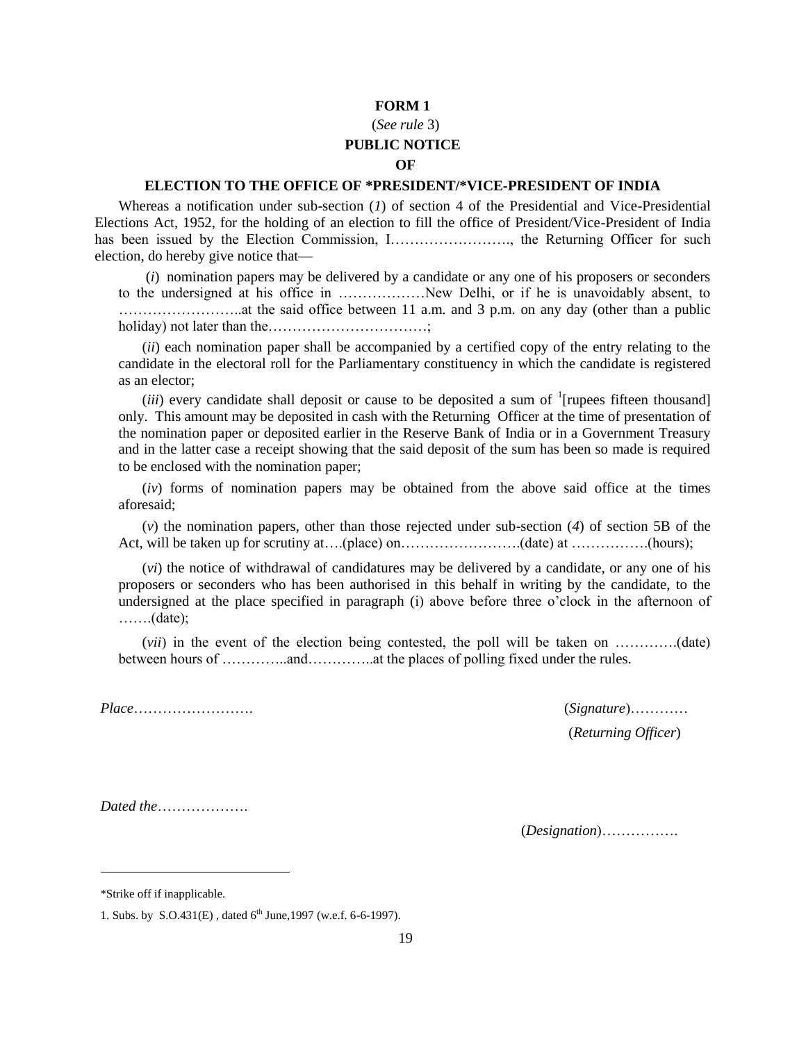**FORM 1**

(*See rule* 3)

**PUBLIC NOTICE**

**OF**

**ELECTION TO THE OFFICE OF *PRESIDENT/*VICE-PRESIDENT OF INDIA**

Whereas a notification under sub-section (*1*) of section 4 of the Presidential and Vice-Presidential Elections Act, 1952, for the holding of an election to fill the office of President/Vice-President of India has been issued by the Election Commission, I……………………., the Returning Officer for such election, do hereby give notice that—

(*i*) nomination papers may be delivered by a candidate or any one of his proposers or seconders to the undersigned at his office in ………………New Delhi, or if he is unavoidably absent, to ……………………..at the said office between 11 a.m. and 3 p.m. on any day (other than a public holiday) not later than the……………………………;

(*ii*) each nomination paper shall be accompanied by a certified copy of the entry relating to the candidate in the electoral roll for the Parliamentary constituency in which the candidate is registered as an elector;

(*iii*) every candidate shall deposit or cause to be deposited a sum of [1][rupees fifteen thousand] only. This amount may be deposited in cash with the Returning Officer at the time of presentation of the nomination paper or deposited earlier in the Reserve Bank of India or in a Government Treasury and in the latter case a receipt showing that the said deposit of the sum has been so made is required to be enclosed with the nomination paper;

(*iv*) forms of nomination papers may be obtained from the above said office at the times aforesaid;

(*v*) the nomination papers, other than those rejected under sub-section (*4*) of section 5B of the Act, will be taken up for scrutiny at….(place) on…………………….(date) at …………….(hours);

(*vi*) the notice of withdrawal of candidatures may be delivered by a candidate, or any one of his proposers or seconders who has been authorised in this behalf in writing by the candidate, to the undersigned at the place specified in paragraph (i) above before three o'clock in the afternoon of …….(date);

(*vii*) in the event of the election being contested, the poll will be taken on ………….(date) between hours of …………..and…………..at the places of polling fixed under the rules.

*Place*…………………….                                                                    (*Signature*)…………

(*Returning Officer*)

*Dated the*……………….

(*Designation*)…………….

---

*Strike off if inapplicable.

1. Subs. by S.O.431(E) , dated 6th June,1997 (w.e.f. 6-6-1997).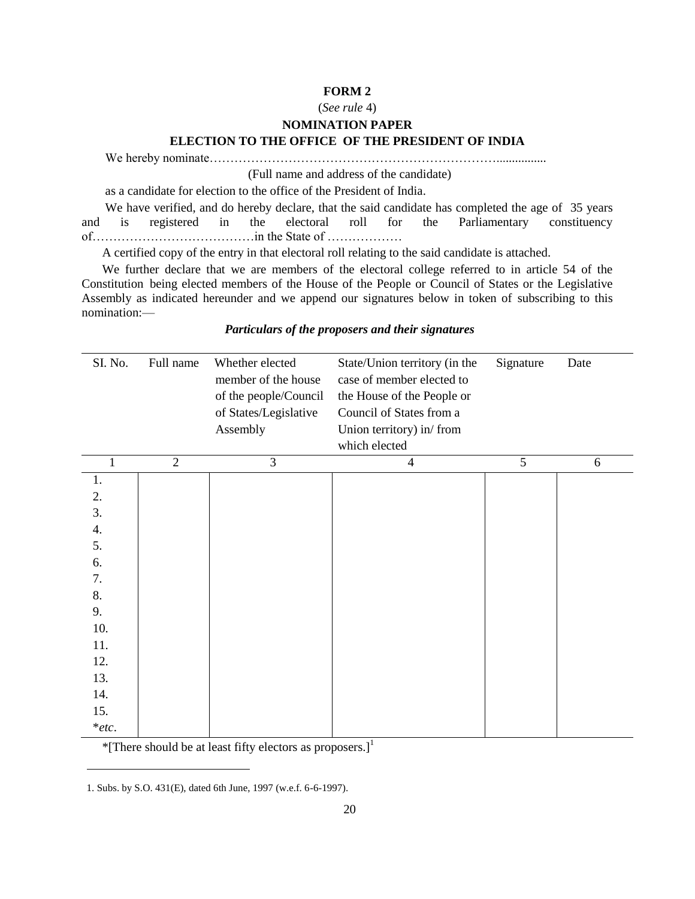**FORM 2**

(*See rule* 4)

**NOMINATION PAPER**

**ELECTION TO THE OFFICE OF THE PRESIDENT OF INDIA**

We hereby nominate……………………………………………………………….............

(Full name and address of the candidate)

as a candidate for election to the office of the President of India.

We have verified, and do hereby declare, that the said candidate has completed the age of 35 years and is registered in the electoral roll for the Parliamentary constituency of…………………………………in the State of ………………

A certified copy of the entry in that electoral roll relating to the said candidate is attached.

We further declare that we are members of the electoral college referred to in article 54 of the Constitution being elected members of the House of the People or Council of States or the Legislative Assembly as indicated hereunder and we append our signatures below in token of subscribing to this nomination:—

***Particulars of the proposers and their signatures***

| SI. No. | Full name | Whether elected member of the house of the people/Council of States/Legislative Assembly | State/Union territory (in the case of member elected to the House of the People or Council of States from a Union territory) in/ from which elected | Signature | Date |
|---|---|---|---|---|---|
| 1 | 2 | 3 | 4 | 5 | 6 |
| 1. | | | | | |
| 2. | | | | | |
| 3. | | | | | |
| 4. | | | | | |
| 5. | | | | | |
| 6. | | | | | |
| 7. | | | | | |
| 8. | | | | | |
| 9. | | | | | |
| 10. | | | | | |
| 11. | | | | | |
| 12. | | | | | |
| 13. | | | | | |
| 14. | | | | | |
| 15. | | | | | |
| **etc*. | | | | | |

*[There should be at least fifty electors as proposers.][1]

---

1. Subs. by S.O. 431(E), dated 6th June, 1997 (w.e.f. 6-6-1997).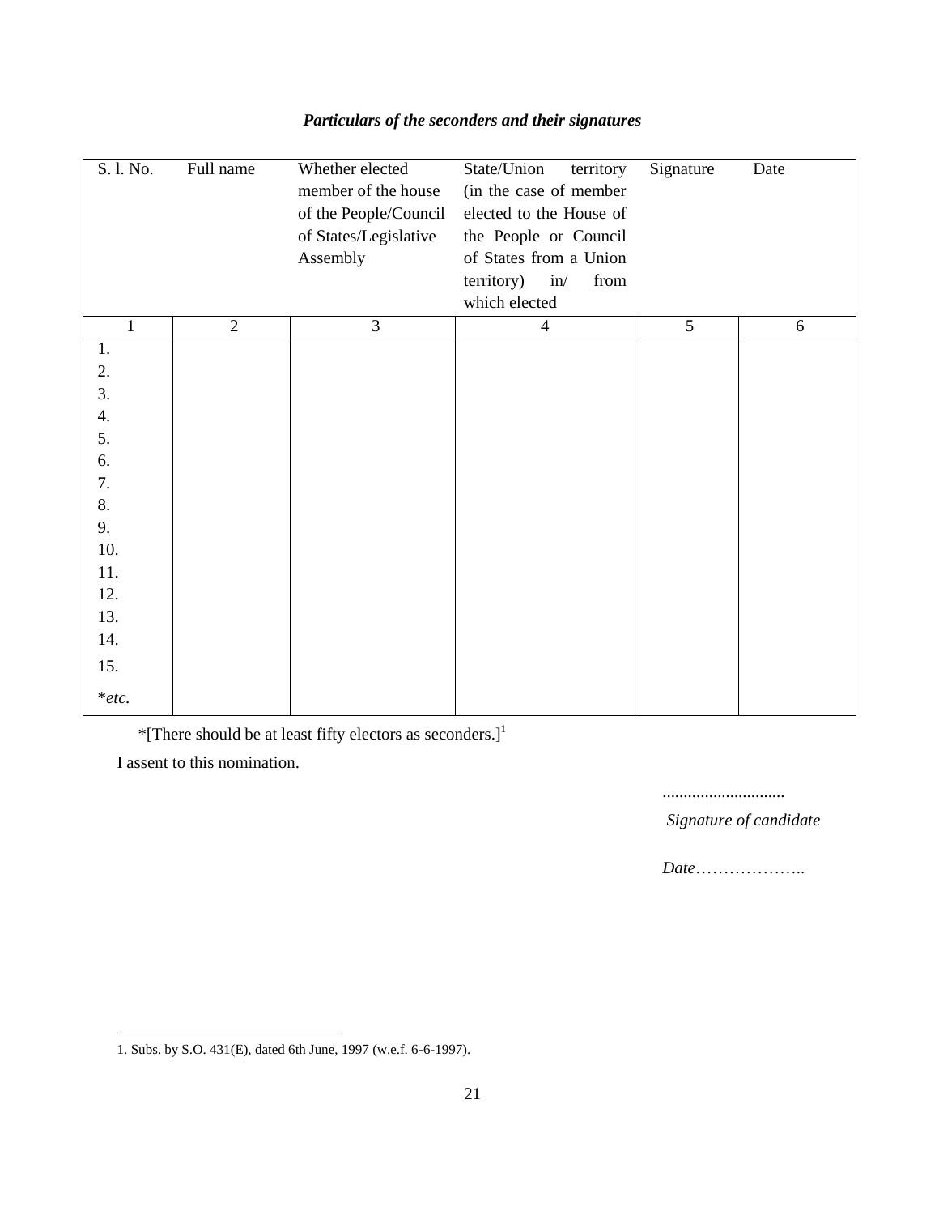*Particulars of the seconders and their signatures*

| S. l. No. | Full name | Whether elected member of the house of the People/Council of States/Legislative Assembly | State/Union territory (in the case of member elected to the House of the People or Council of States from a Union territory) in/ from which elected | Signature | Date |
|---|---|---|---|---|---|
| 1 | 2 | 3 | 4 | 5 | 6 |
| 1. | | | | | |
| 2. | | | | | |
| 3. | | | | | |
| 4. | | | | | |
| 5. | | | | | |
| 6. | | | | | |
| 7. | | | | | |
| 8. | | | | | |
| 9. | | | | | |
| 10. | | | | | |
| 11. | | | | | |
| 12. | | | | | |
| 13. | | | | | |
| 14. | | | | | |
| 15. | | | | | |
| **etc.* | | | | | |

*[There should be at least fifty electors as seconders.][1]

I assent to this nomination.

.............................

*Signature of candidate*

*Date*………………..

---

1. Subs. by S.O. 431(E), dated 6th June, 1997 (w.e.f. 6-6-1997).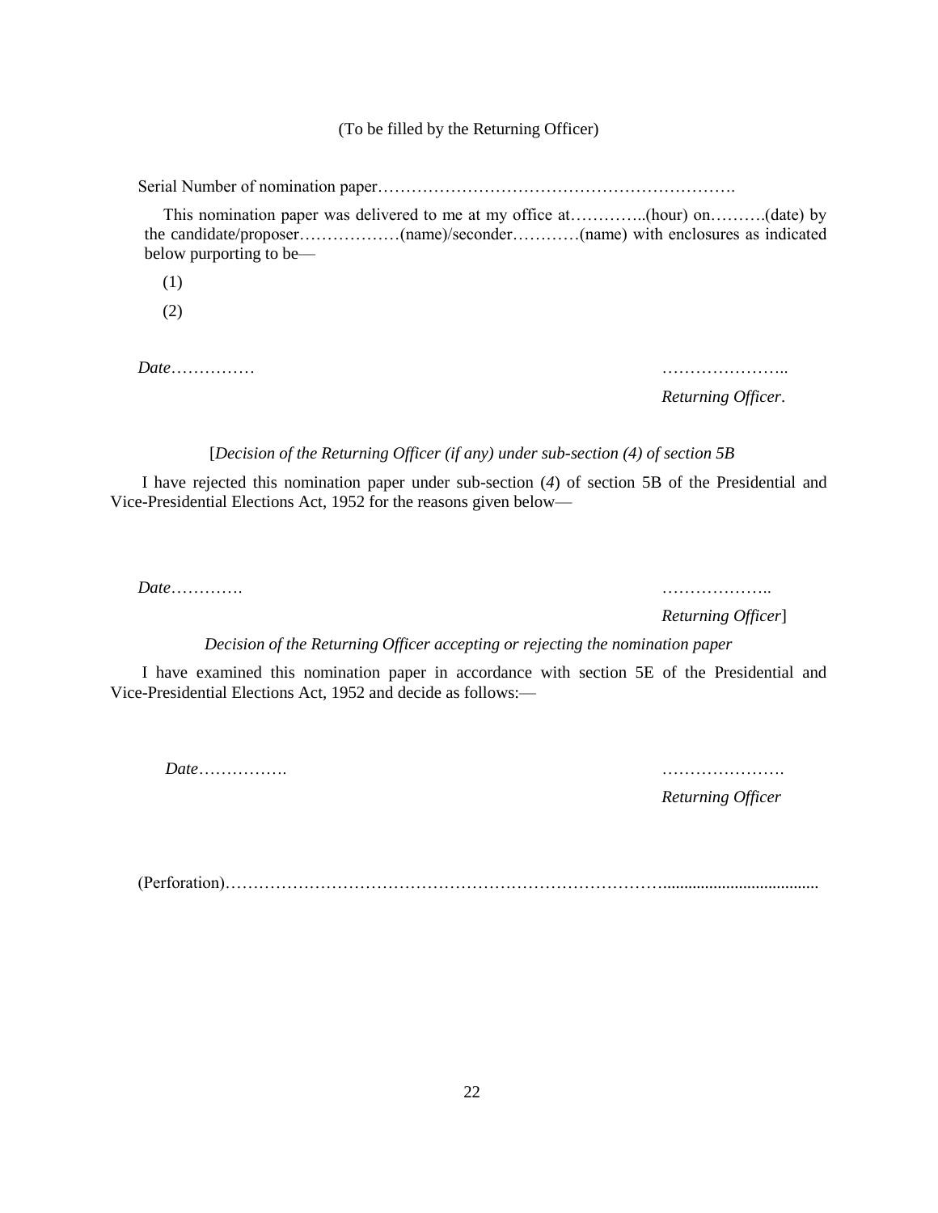(To be filled by the Returning Officer)

Serial Number of nomination paper……………………………………………………….

This nomination paper was delivered to me at my office at…………..(hour) on……….(date) by the candidate/proposer………………(name)/seconder…………(name) with enclosures as indicated below purporting to be—

(1)

(2)

*Date*…………… ………………….. *Returning Officer*.

[*Decision of the Returning Officer (if any) under sub-section (4) of section 5B*

I have rejected this nomination paper under sub-section (*4*) of section 5B of the Presidential and Vice-Presidential Elections Act, 1952 for the reasons given below—

*Date*…………. ……………….. *Returning Officer*]

*Decision of the Returning Officer accepting or rejecting the nomination paper*

I have examined this nomination paper in accordance with section 5E of the Presidential and Vice-Presidential Elections Act, 1952 and decide as follows:—

*Date*……………. …………………. *Returning Officer*

(Perforation)………………………………………………………………….....................................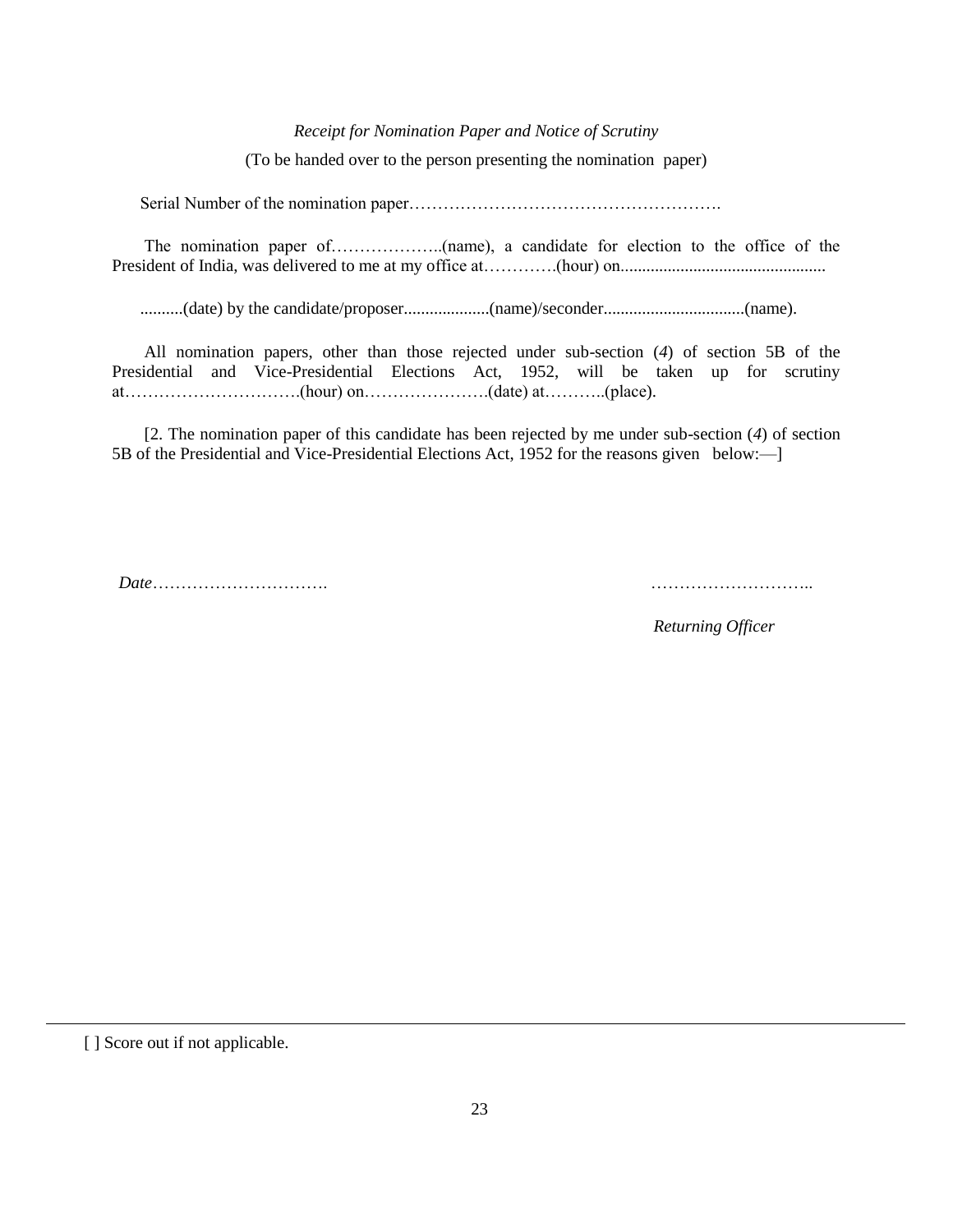*Receipt for Nomination Paper and Notice of Scrutiny*

(To be handed over to the person presenting the nomination paper)

Serial Number of the nomination paper……………………………………………….

The nomination paper of………………..(name), a candidate for election to the office of the President of India, was delivered to me at my office at…………(hour) on...............................................

..........(date) by the candidate/proposer...................(name)/seconder................................(name).

All nomination papers, other than those rejected under sub-section (*4*) of section 5B of the Presidential and Vice-Presidential Elections Act, 1952, will be taken up for scrutiny at………………………….(hour) on………………….(date) at………..(place).

[2. The nomination paper of this candidate has been rejected by me under sub-section (*4*) of section 5B of the Presidential and Vice-Presidential Elections Act, 1952 for the reasons given below:—]

*Date*…………………………. ………………………..

*Returning Officer*

---

[ ] Score out if not applicable.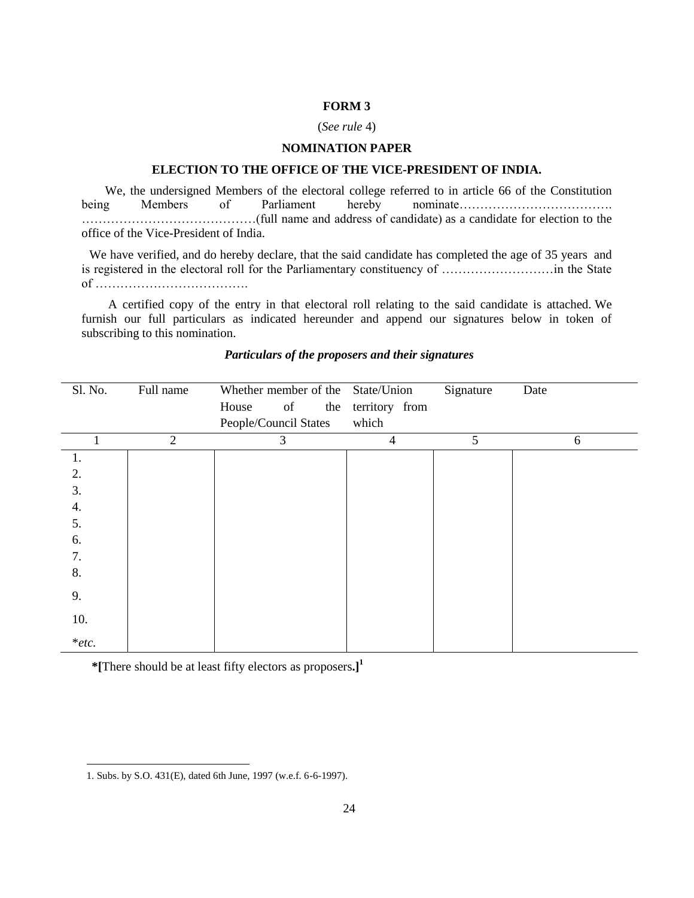**FORM 3**

(*See rule* 4)

**NOMINATION PAPER**

**ELECTION TO THE OFFICE OF THE VICE-PRESIDENT OF INDIA.**

We, the undersigned Members of the electoral college referred to in article 66 of the Constitution being Members of Parliament hereby nominate………………………………. ……………………………………(full name and address of candidate) as a candidate for election to the office of the Vice-President of India.

We have verified, and do hereby declare, that the said candidate has completed the age of 35 years and is registered in the electoral roll for the Parliamentary constituency of ………………………in the State of ……………………………….

A certified copy of the entry in that electoral roll relating to the said candidate is attached. We furnish our full particulars as indicated hereunder and append our signatures below in token of subscribing to this nomination.

***Particulars of the proposers and their signatures***

| Sl. No. | Full name | Whether member of the House of the People/Council States | State/Union territory from which | Signature | Date |
|---|---|---|---|---|---|
| 1 | 2 | 3 | 4 | 5 | 6 |
| 1. | | | | | |
| 2. | | | | | |
| 3. | | | | | |
| 4. | | | | | |
| 5. | | | | | |
| 6. | | | | | |
| 7. | | | | | |
| 8. | | | | | |
| 9. | | | | | |
| 10. | | | | | |
| **etc.* | | | | | |

**\*[**There should be at least fifty electors as proposers**.]**[1]

1. Subs. by S.O. 431(E), dated 6th June, 1997 (w.e.f. 6-6-1997).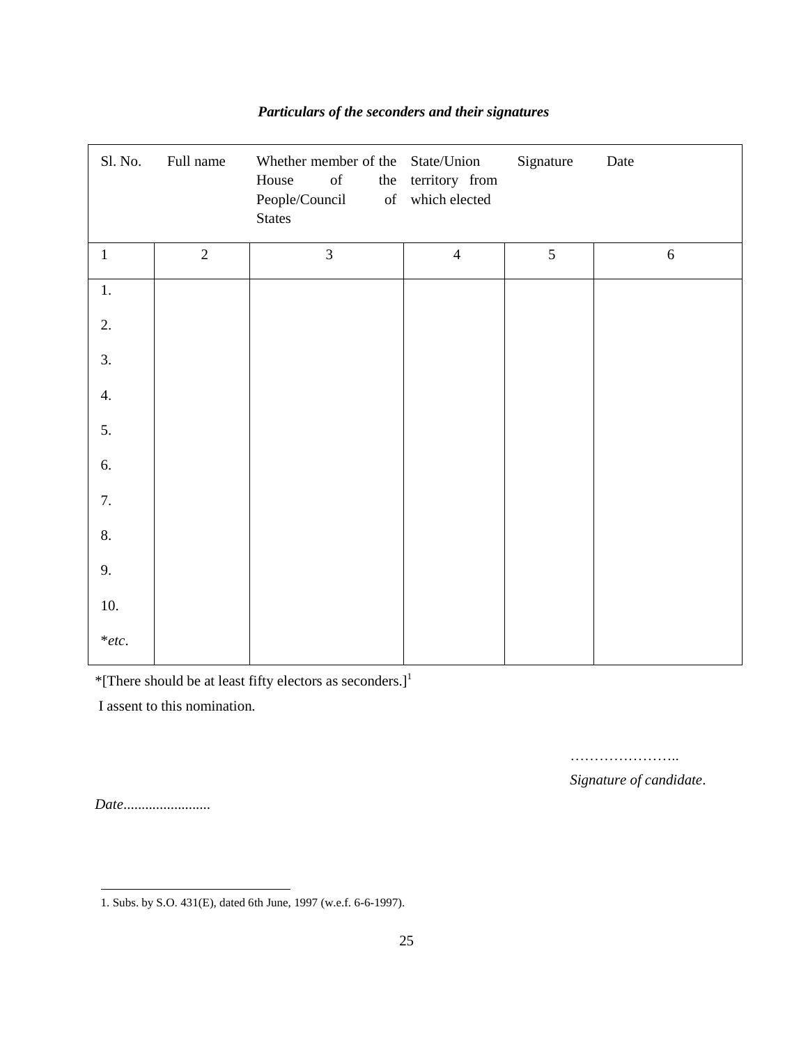***Particulars of the seconders and their signatures***

| Sl. No. | Full name | Whether member of the House of the People/Council of States | State/Union territory from which elected | Signature | Date |
|---|---|---|---|---|---|
| 1 | 2 | 3 | 4 | 5 | 6 |
| 1. | | | | | |
| 2. | | | | | |
| 3. | | | | | |
| 4. | | | | | |
| 5. | | | | | |
| 6. | | | | | |
| 7. | | | | | |
| 8. | | | | | |
| 9. | | | | | |
| 10. | | | | | |
| **etc*. | | | | | |

*[There should be at least fifty electors as seconders.][1]

I assent to this nomination.

…………………..

*Signature of candidate*.

*Date*........................

---

1. Subs. by S.O. 431(E), dated 6th June, 1997 (w.e.f. 6-6-1997).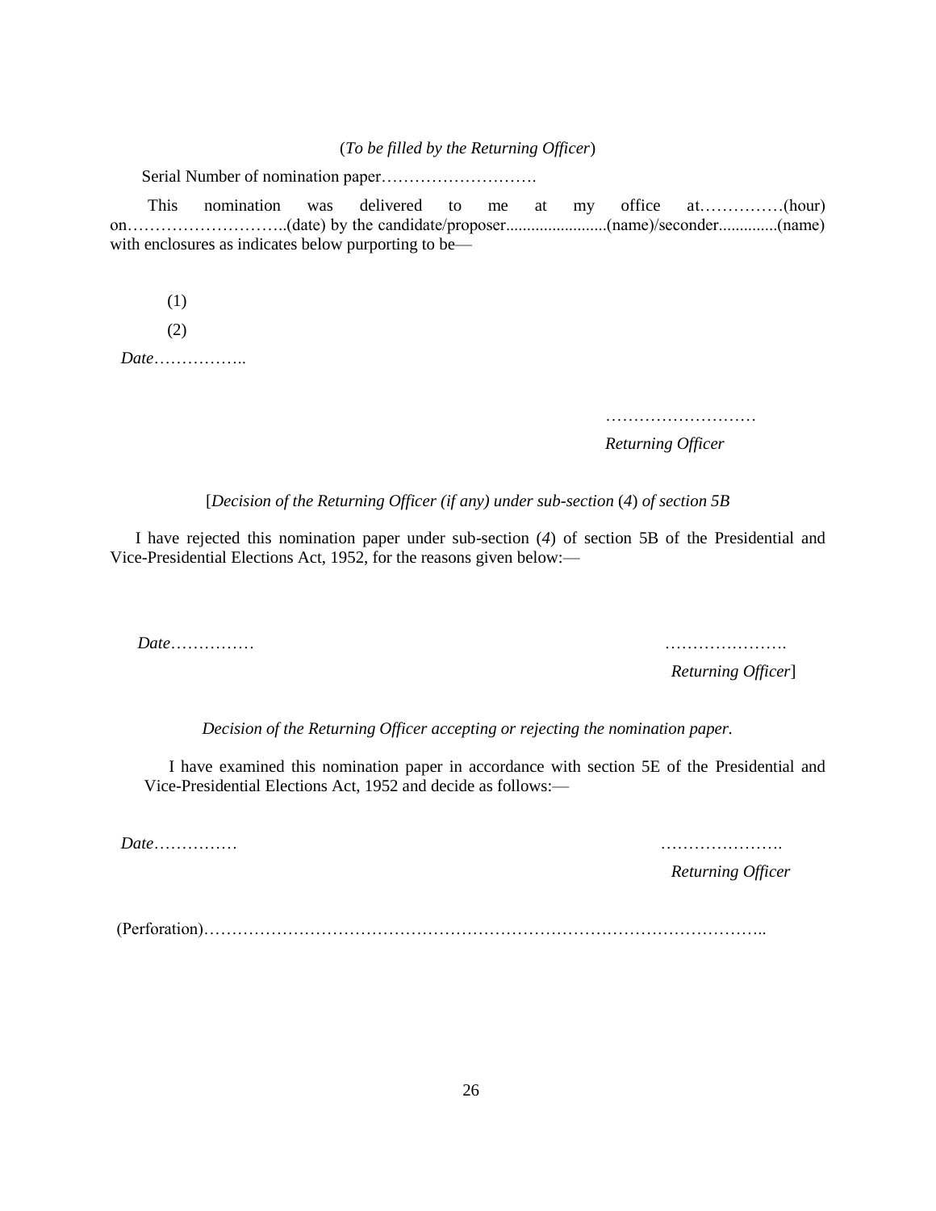(*To be filled by the Returning Officer*)

Serial Number of nomination paper……………………….

This nomination was delivered to me at my office at……………(hour) on………………………..(date) by the candidate/proposer.......................(name)/seconder.............(name) with enclosures as indicates below purporting to be—

(1)

(2)

*Date*……………..

………………………

*Returning Officer*

[*Decision of the Returning Officer (if any) under sub-section* (*4*) *of section 5B*

I have rejected this nomination paper under sub-section (*4*) of section 5B of the Presidential and Vice-Presidential Elections Act, 1952, for the reasons given below:—

*Date*……………

………………….

*Returning Officer*]

*Decision of the Returning Officer accepting or rejecting the nomination paper.*

I have examined this nomination paper in accordance with section 5E of the Presidential and Vice-Presidential Elections Act, 1952 and decide as follows:—

*Date*……………

………………….

*Returning Officer*

(Perforation)………………………………………………………………………………………..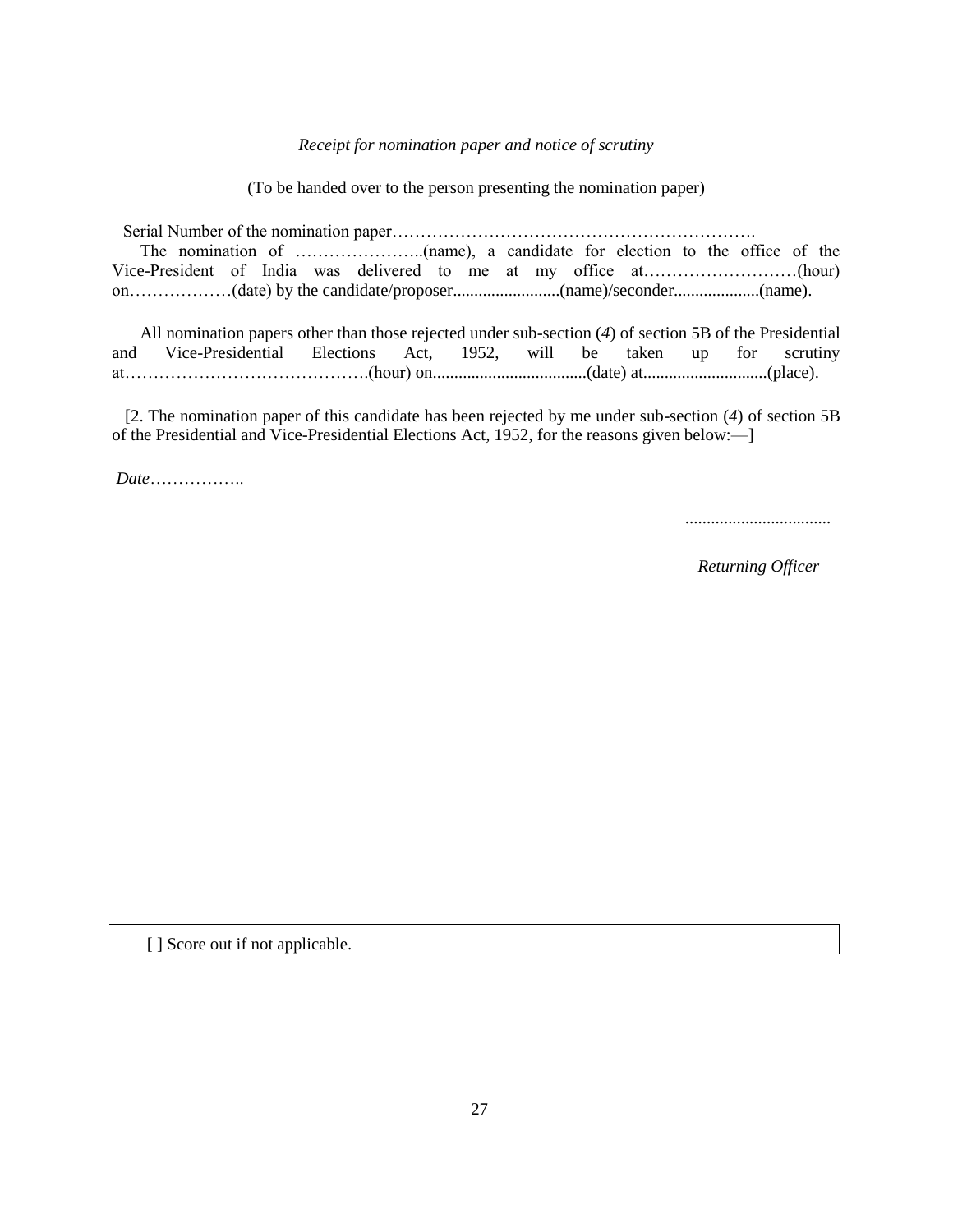*Receipt for nomination paper and notice of scrutiny*

(To be handed over to the person presenting the nomination paper)

Serial Number of the nomination paper……………………………………………………….

The nomination of …………………..(name), a candidate for election to the office of the Vice-President of India was delivered to me at my office at………………………(hour) on………………(date) by the candidate/proposer.........................(name)/seconder....................(name).

All nomination papers other than those rejected under sub-section (*4*) of section 5B of the Presidential and Vice-Presidential Elections Act, 1952, will be taken up for scrutiny at…………………………………….(hour) on....................................(date) at.............................(place).

[2. The nomination paper of this candidate has been rejected by me under sub-section (*4*) of section 5B of the Presidential and Vice-Presidential Elections Act, 1952, for the reasons given below:—]

*Date*……………..

..................................

*Returning Officer*

---

[ ] Score out if not applicable.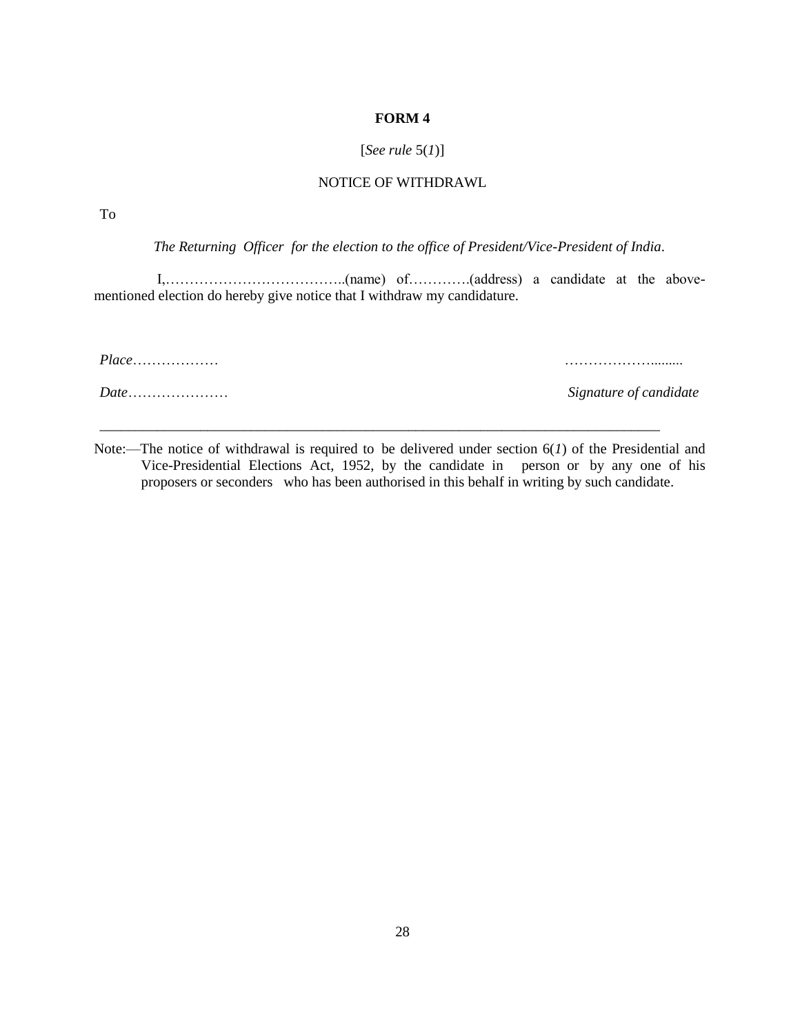**FORM 4**

[*See rule* 5(*1*)]

NOTICE OF WITHDRAWL

To

*The Returning Officer for the election to the office of President/Vice-President of India*.

I,………………………………..(name) of………….(address) a candidate at the above-mentioned election do hereby give notice that I withdraw my candidature.

*Place*………………

*Date*…………………

……………….........

*Signature of candidate*

---

Note:—The notice of withdrawal is required to be delivered under section 6(*1*) of the Presidential and Vice-Presidential Elections Act, 1952, by the candidate in person or by any one of his proposers or seconders who has been authorised in this behalf in writing by such candidate.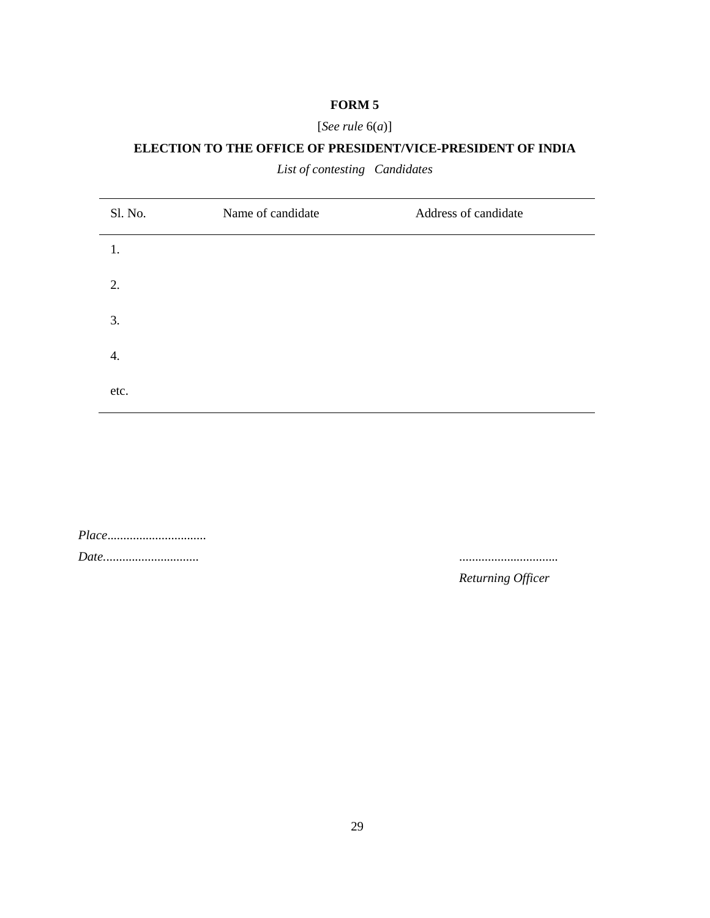**FORM 5**

[*See rule* 6(*a*)]

**ELECTION TO THE OFFICE OF PRESIDENT/VICE-PRESIDENT OF INDIA**

*List of contesting Candidates*

| Sl. No. | Name of candidate | Address of candidate |
|---|---|---|
| 1. | | |
| 2. | | |
| 3. | | |
| 4. | | |
| etc. | | |

*Place*..............................

*Date*.............................

..............................

*Returning Officer*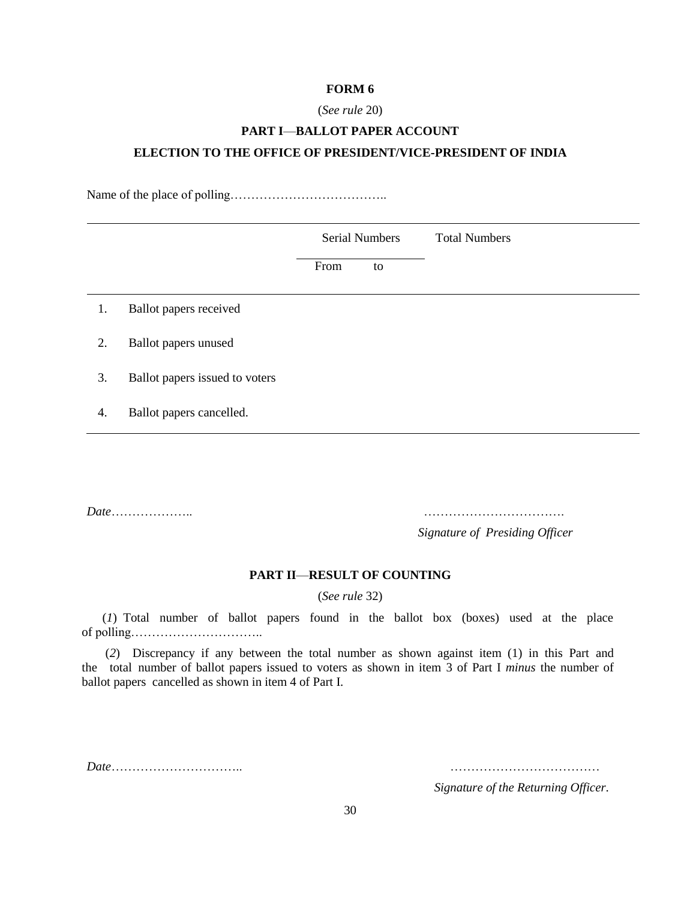**FORM 6**

(*See rule* 20)

**PART I—BALLOT PAPER ACCOUNT**

**ELECTION TO THE OFFICE OF PRESIDENT/VICE-PRESIDENT OF INDIA**

Name of the place of polling………………………………..

| | | Serial Numbers | | Total Numbers |
|---|---|---|---|---|
| | | From | to | |
| 1. | Ballot papers received | | | |
| 2. | Ballot papers unused | | | |
| 3. | Ballot papers issued to voters | | | |
| 4. | Ballot papers cancelled. | | | |

*Date*………………..

…………………………….
*Signature of Presiding Officer*

**PART II—RESULT OF COUNTING**

(*See rule* 32)

(*1*) Total number of ballot papers found in the ballot box (boxes) used at the place of polling…………………………..

(*2*) Discrepancy if any between the total number as shown against item (1) in this Part and the total number of ballot papers issued to voters as shown in item 3 of Part I *minus* the number of ballot papers cancelled as shown in item 4 of Part I.

*Date*…………………………..

………………………………
*Signature of the Returning Officer*.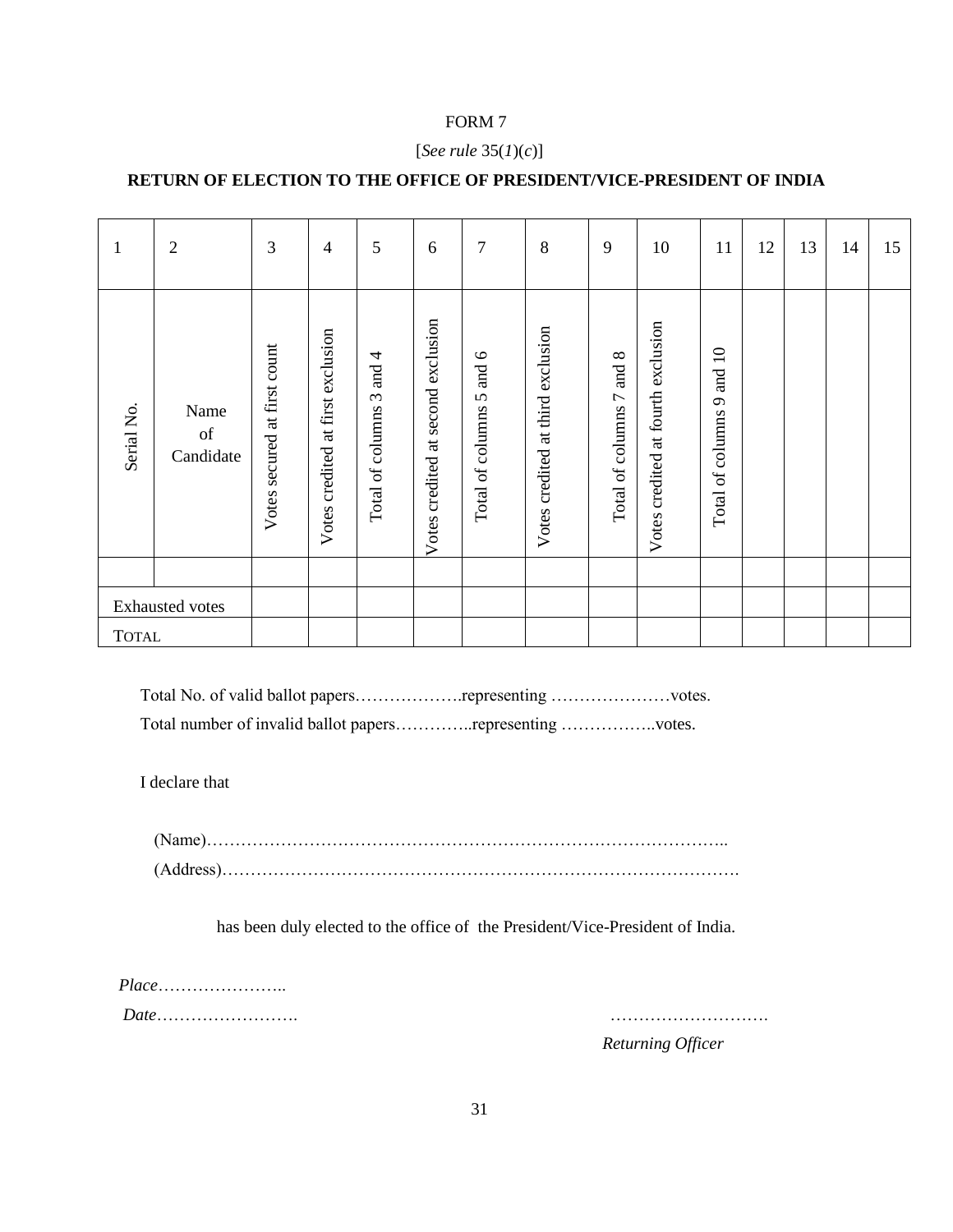FORM 7

[*See rule* 35(*1*)(*c*)]

**RETURN OF ELECTION TO THE OFFICE OF PRESIDENT/VICE-PRESIDENT OF INDIA**

| 1 | 2 | 3 | 4 | 5 | 6 | 7 | 8 | 9 | 10 | 11 | 12 | 13 | 14 | 15 |
|---|---|---|---|---|---|---|---|---|---|---|---|---|---|---|
| Serial No. | Name of Candidate | Votes secured at first count | Votes credited at first exclusion | Total of columns 3 and 4 | Votes credited at second exclusion | Total of columns 5 and 6 | Votes credited at third exclusion | Total of columns 7 and 8 | Votes credited at fourth exclusion | Total of columns 9 and 10 | | | | |
| | | | | | | | | | | | | | | |
| Exhausted votes | | | | | | | | | | | | | | |
| TOTAL | | | | | | | | | | | | | | |

Total No. of valid ballot papers……………….representing …………………votes.

Total number of invalid ballot papers…………..representing ……………..votes.

I declare that

(Name)……………………………………………………………………………..

(Address)………………………………………………………………………………

has been duly elected to the office of the President/Vice-President of India.

*Place*…………………..

*Date*…………………….

……………………….

*Returning Officer*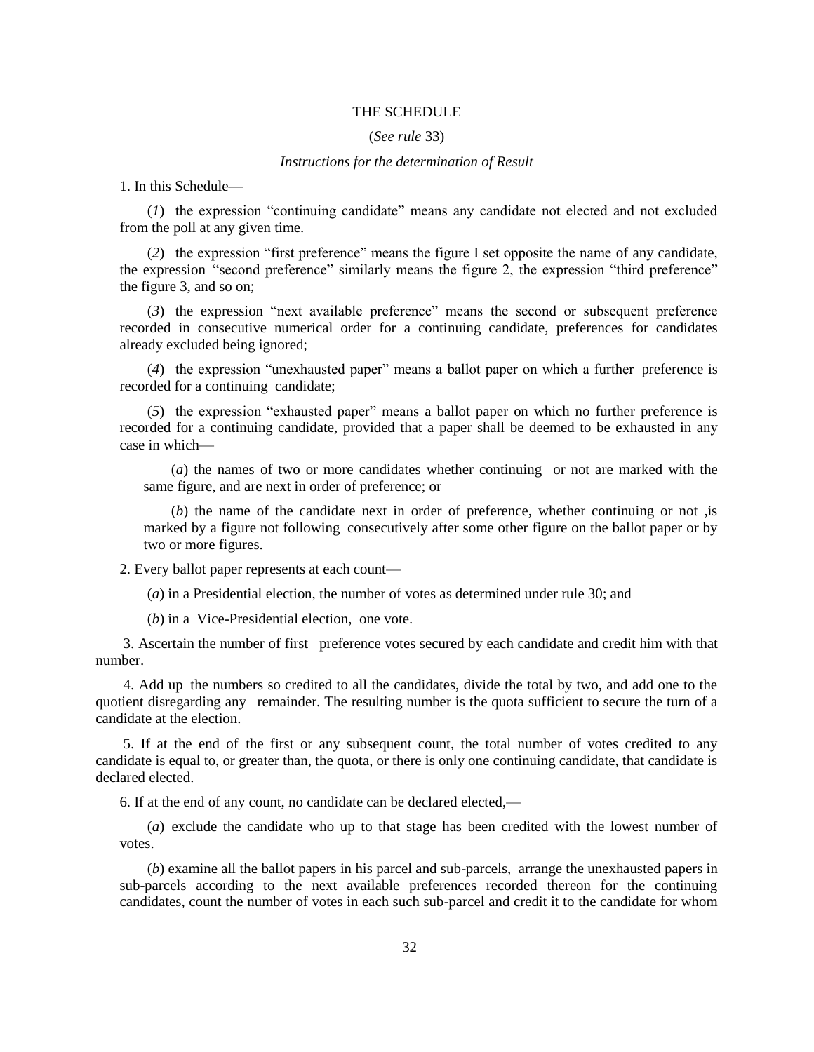# THE SCHEDULE

(*See rule* 33)

*Instructions for the determination of Result*

1. In this Schedule—

(*1*) the expression "continuing candidate" means any candidate not elected and not excluded from the poll at any given time.

(*2*) the expression "first preference" means the figure I set opposite the name of any candidate, the expression "second preference" similarly means the figure 2, the expression "third preference" the figure 3, and so on;

(*3*) the expression "next available preference" means the second or subsequent preference recorded in consecutive numerical order for a continuing candidate, preferences for candidates already excluded being ignored;

(*4*) the expression "unexhausted paper" means a ballot paper on which a further preference is recorded for a continuing candidate;

(*5*) the expression "exhausted paper" means a ballot paper on which no further preference is recorded for a continuing candidate, provided that a paper shall be deemed to be exhausted in any case in which—

(*a*) the names of two or more candidates whether continuing or not are marked with the same figure, and are next in order of preference; or

(*b*) the name of the candidate next in order of preference, whether continuing or not ,is marked by a figure not following consecutively after some other figure on the ballot paper or by two or more figures.

2. Every ballot paper represents at each count—

(*a*) in a Presidential election, the number of votes as determined under rule 30; and

(*b*) in a Vice-Presidential election, one vote.

3. Ascertain the number of first preference votes secured by each candidate and credit him with that number.

4. Add up the numbers so credited to all the candidates, divide the total by two, and add one to the quotient disregarding any remainder. The resulting number is the quota sufficient to secure the turn of a candidate at the election.

5. If at the end of the first or any subsequent count, the total number of votes credited to any candidate is equal to, or greater than, the quota, or there is only one continuing candidate, that candidate is declared elected.

6. If at the end of any count, no candidate can be declared elected,—

(*a*) exclude the candidate who up to that stage has been credited with the lowest number of votes.

(*b*) examine all the ballot papers in his parcel and sub-parcels, arrange the unexhausted papers in sub-parcels according to the next available preferences recorded thereon for the continuing candidates, count the number of votes in each such sub-parcel and credit it to the candidate for whom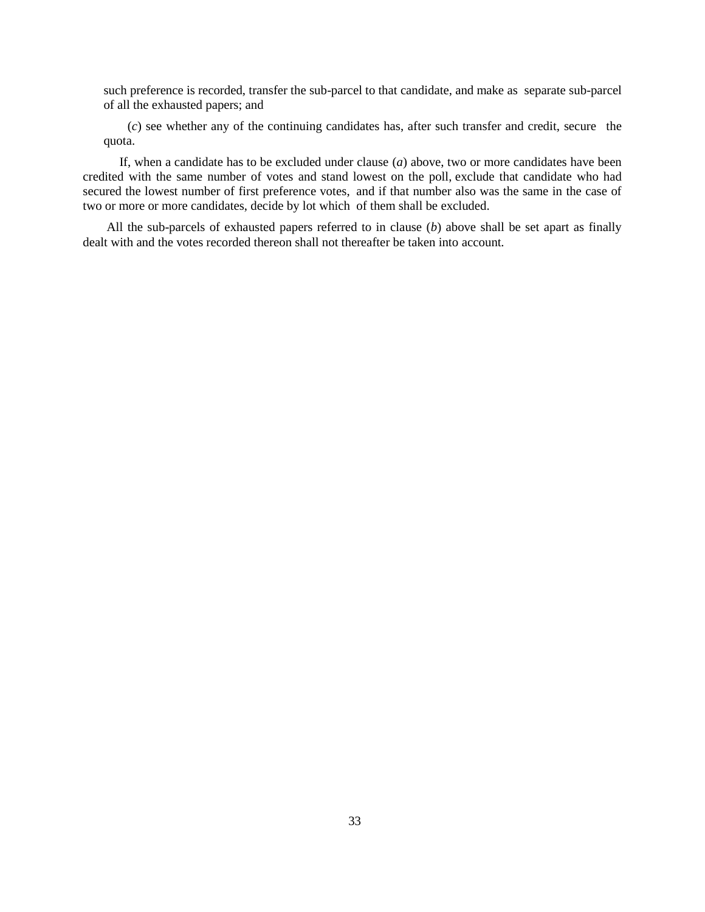such preference is recorded, transfer the sub-parcel to that candidate, and make as separate sub-parcel of all the exhausted papers; and

(*c*) see whether any of the continuing candidates has, after such transfer and credit, secure the quota.

If, when a candidate has to be excluded under clause (*a*) above, two or more candidates have been credited with the same number of votes and stand lowest on the poll, exclude that candidate who had secured the lowest number of first preference votes, and if that number also was the same in the case of two or more or more candidates, decide by lot which of them shall be excluded.

All the sub-parcels of exhausted papers referred to in clause (*b*) above shall be set apart as finally dealt with and the votes recorded thereon shall not thereafter be taken into account.